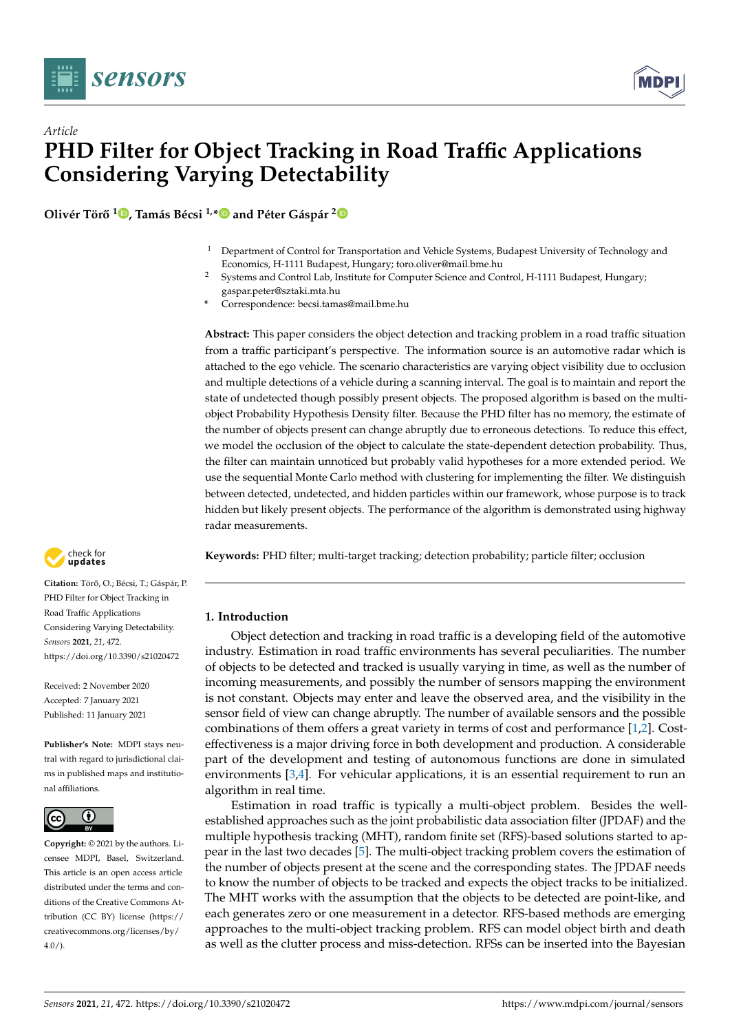*Article*

# PHD Filter for Object Tracking in Road Traffic Applications Considering Varying Detectability

**Olivér Törő [1], Tamás Bécsi [1,*] and Péter Gáspár [2]**

[1] Department of Control for Transportation and Vehicle Systems, Budapest University of Technology and Economics, H-1111 Budapest, Hungary; toro.oliver@mail.bme.hu

[2] Systems and Control Lab, Institute for Computer Science and Control, H-1111 Budapest, Hungary; gaspar.peter@sztaki.mta.hu

\* Correspondence: becsi.tamas@mail.bme.hu

**Abstract:** This paper considers the object detection and tracking problem in a road traffic situation from a traffic participant's perspective. The information source is an automotive radar which is attached to the ego vehicle. The scenario characteristics are varying object visibility due to occlusion and multiple detections of a vehicle during a scanning interval. The goal is to maintain and report the state of undetected though possibly present objects. The proposed algorithm is based on the multi-object Probability Hypothesis Density filter. Because the PHD filter has no memory, the estimate of the number of objects present can change abruptly due to erroneous detections. To reduce this effect, we model the occlusion of the object to calculate the state-dependent detection probability. Thus, the filter can maintain unnoticed but probably valid hypotheses for a more extended period. We use the sequential Monte Carlo method with clustering for implementing the filter. We distinguish between detected, undetected, and hidden particles within our framework, whose purpose is to track hidden but likely present objects. The performance of the algorithm is demonstrated using highway radar measurements.

**Keywords:** PHD filter; multi-target tracking; detection probability; particle filter; occlusion

**Citation:** Törő, O.; Bécsi, T.; Gáspár, P. PHD Filter for Object Tracking in Road Traffic Applications Considering Varying Detectability. *Sensors* **2021**, *21*, 472. https://doi.org/10.3390/s21020472

Received: 2 November 2020
Accepted: 7 January 2021
Published: 11 January 2021

**Publisher's Note:** MDPI stays neutral with regard to jurisdictional claims in published maps and institutional affiliations.

**Copyright:** © 2021 by the authors. Licensee MDPI, Basel, Switzerland. This article is an open access article distributed under the terms and conditions of the Creative Commons Attribution (CC BY) license (https://creativecommons.org/licenses/by/4.0/).

## 1. Introduction

Object detection and tracking in road traffic is a developing field of the automotive industry. Estimation in road traffic environments has several peculiarities. The number of objects to be detected and tracked is usually varying in time, as well as the number of incoming measurements, and possibly the number of sensors mapping the environment is not constant. Objects may enter and leave the observed area, and the visibility in the sensor field of view can change abruptly. The number of available sensors and the possible combinations of them offers a great variety in terms of cost and performance [1,2]. Cost-effectiveness is a major driving force in both development and production. A considerable part of the development and testing of autonomous functions are done in simulated environments [3,4]. For vehicular applications, it is an essential requirement to run an algorithm in real time.

Estimation in road traffic is typically a multi-object problem. Besides the well-established approaches such as the joint probabilistic data association filter (JPDAF) and the multiple hypothesis tracking (MHT), random finite set (RFS)-based solutions started to appear in the last two decades [5]. The multi-object tracking problem covers the estimation of the number of objects present at the scene and the corresponding states. The JPDAF needs to know the number of objects to be tracked and expects the object tracks to be initialized. The MHT works with the assumption that the objects to be detected are point-like, and each generates zero or one measurement in a detector. RFS-based methods are emerging approaches to the multi-object tracking problem. RFS can model object birth and death as well as the clutter process and miss-detection. RFSs can be inserted into the Bayesian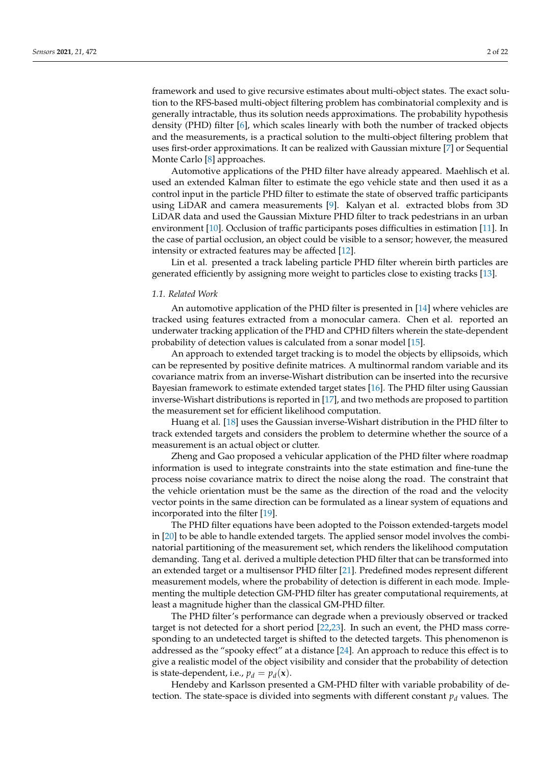framework and used to give recursive estimates about multi-object states. The exact solution to the RFS-based multi-object filtering problem has combinatorial complexity and is generally intractable, thus its solution needs approximations. The probability hypothesis density (PHD) filter [6], which scales linearly with both the number of tracked objects and the measurements, is a practical solution to the multi-object filtering problem that uses first-order approximations. It can be realized with Gaussian mixture [7] or Sequential Monte Carlo [8] approaches.

Automotive applications of the PHD filter have already appeared. Maehlisch et al. used an extended Kalman filter to estimate the ego vehicle state and then used it as a control input in the particle PHD filter to estimate the state of observed traffic participants using LiDAR and camera measurements [9]. Kalyan et al. extracted blobs from 3D LiDAR data and used the Gaussian Mixture PHD filter to track pedestrians in an urban environment [10]. Occlusion of traffic participants poses difficulties in estimation [11]. In the case of partial occlusion, an object could be visible to a sensor; however, the measured intensity or extracted features may be affected [12].

Lin et al. presented a track labeling particle PHD filter wherein birth particles are generated efficiently by assigning more weight to particles close to existing tracks [13].

### *1.1. Related Work*

An automotive application of the PHD filter is presented in [14] where vehicles are tracked using features extracted from a monocular camera. Chen et al. reported an underwater tracking application of the PHD and CPHD filters wherein the state-dependent probability of detection values is calculated from a sonar model [15].

An approach to extended target tracking is to model the objects by ellipsoids, which can be represented by positive definite matrices. A multinormal random variable and its covariance matrix from an inverse-Wishart distribution can be inserted into the recursive Bayesian framework to estimate extended target states [16]. The PHD filter using Gaussian inverse-Wishart distributions is reported in [17], and two methods are proposed to partition the measurement set for efficient likelihood computation.

Huang et al. [18] uses the Gaussian inverse-Wishart distribution in the PHD filter to track extended targets and considers the problem to determine whether the source of a measurement is an actual object or clutter.

Zheng and Gao proposed a vehicular application of the PHD filter where roadmap information is used to integrate constraints into the state estimation and fine-tune the process noise covariance matrix to direct the noise along the road. The constraint that the vehicle orientation must be the same as the direction of the road and the velocity vector points in the same direction can be formulated as a linear system of equations and incorporated into the filter [19].

The PHD filter equations have been adopted to the Poisson extended-targets model in [20] to be able to handle extended targets. The applied sensor model involves the combinatorial partitioning of the measurement set, which renders the likelihood computation demanding. Tang et al. derived a multiple detection PHD filter that can be transformed into an extended target or a multisensor PHD filter [21]. Predefined modes represent different measurement models, where the probability of detection is different in each mode. Implementing the multiple detection GM-PHD filter has greater computational requirements, at least a magnitude higher than the classical GM-PHD filter.

The PHD filter's performance can degrade when a previously observed or tracked target is not detected for a short period [22,23]. In such an event, the PHD mass corresponding to an undetected target is shifted to the detected targets. This phenomenon is addressed as the "spooky effect" at a distance [24]. An approach to reduce this effect is to give a realistic model of the object visibility and consider that the probability of detection is state-dependent, i.e., $p_d = p_d(\mathbf{x})$.

Hendeby and Karlsson presented a GM-PHD filter with variable probability of detection. The state-space is divided into segments with different constant $p_d$ values. The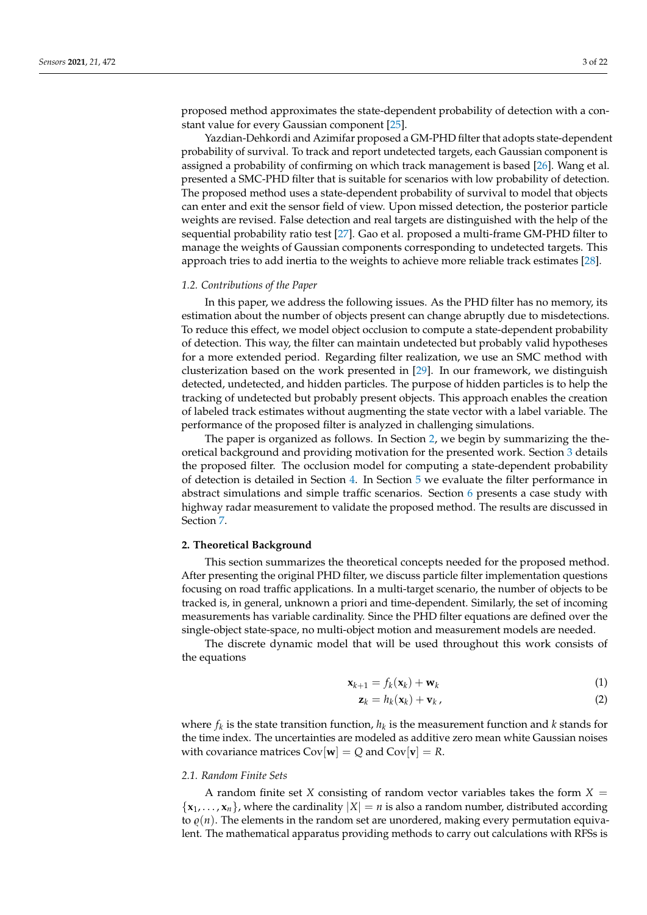proposed method approximates the state-dependent probability of detection with a constant value for every Gaussian component [25].

Yazdian-Dehkordi and Azimifar proposed a GM-PHD filter that adopts state-dependent probability of survival. To track and report undetected targets, each Gaussian component is assigned a probability of confirming on which track management is based [26]. Wang et al. presented a SMC-PHD filter that is suitable for scenarios with low probability of detection. The proposed method uses a state-dependent probability of survival to model that objects can enter and exit the sensor field of view. Upon missed detection, the posterior particle weights are revised. False detection and real targets are distinguished with the help of the sequential probability ratio test [27]. Gao et al. proposed a multi-frame GM-PHD filter to manage the weights of Gaussian components corresponding to undetected targets. This approach tries to add inertia to the weights to achieve more reliable track estimates [28].

### 1.2. Contributions of the Paper

In this paper, we address the following issues. As the PHD filter has no memory, its estimation about the number of objects present can change abruptly due to misdetections. To reduce this effect, we model object occlusion to compute a state-dependent probability of detection. This way, the filter can maintain undetected but probably valid hypotheses for a more extended period. Regarding filter realization, we use an SMC method with clusterization based on the work presented in [29]. In our framework, we distinguish detected, undetected, and hidden particles. The purpose of hidden particles is to help the tracking of undetected but probably present objects. This approach enables the creation of labeled track estimates without augmenting the state vector with a label variable. The performance of the proposed filter is analyzed in challenging simulations.

The paper is organized as follows. In Section 2, we begin by summarizing the theoretical background and providing motivation for the presented work. Section 3 details the proposed filter. The occlusion model for computing a state-dependent probability of detection is detailed in Section 4. In Section 5 we evaluate the filter performance in abstract simulations and simple traffic scenarios. Section 6 presents a case study with highway radar measurement to validate the proposed method. The results are discussed in Section 7.

## 2. Theoretical Background

This section summarizes the theoretical concepts needed for the proposed method. After presenting the original PHD filter, we discuss particle filter implementation questions focusing on road traffic applications. In a multi-target scenario, the number of objects to be tracked is, in general, unknown a priori and time-dependent. Similarly, the set of incoming measurements has variable cardinality. Since the PHD filter equations are defined over the single-object state-space, no multi-object motion and measurement models are needed.

The discrete dynamic model that will be used throughout this work consists of the equations

$$\mathbf{x}_{k+1} = f_k(\mathbf{x}_k) + \mathbf{w}_k \tag{1}$$

$$\mathbf{z}_k = h_k(\mathbf{x}_k) + \mathbf{v}_k\,, \tag{2}$$

where $f_k$ is the state transition function, $h_k$ is the measurement function and $k$ stands for the time index. The uncertainties are modeled as additive zero mean white Gaussian noises with covariance matrices $\text{Cov}[\mathbf{w}] = Q$ and $\text{Cov}[\mathbf{v}] = R$.

### 2.1. Random Finite Sets

A random finite set $X$ consisting of random vector variables takes the form $X = \{\mathbf{x}_1, \ldots, \mathbf{x}_n\}$, where the cardinality $|X| = n$ is also a random number, distributed according to $\varrho(n)$. The elements in the random set are unordered, making every permutation equivalent. The mathematical apparatus providing methods to carry out calculations with RFSs is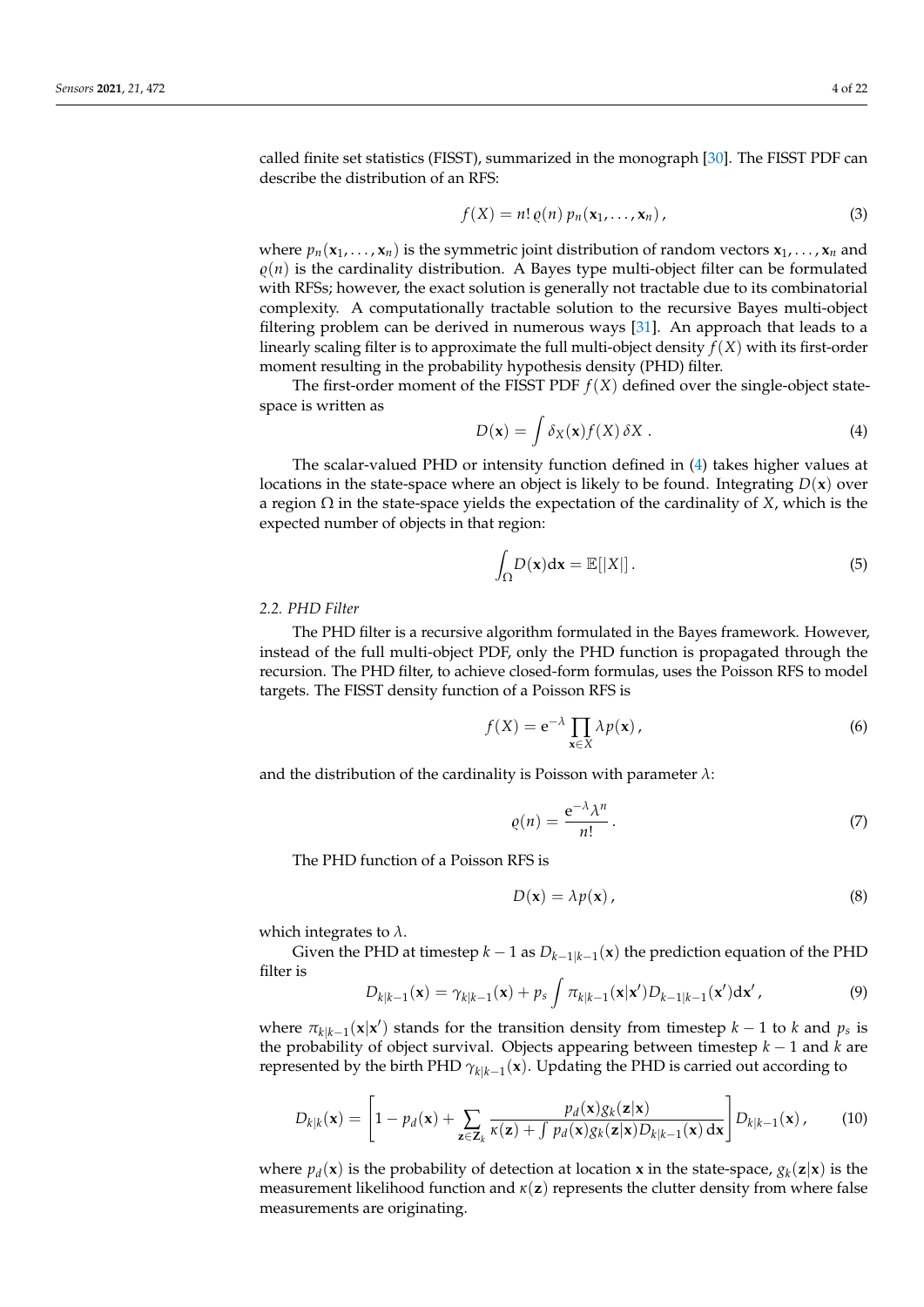called finite set statistics (FISST), summarized in the monograph [30]. The FISST PDF can describe the distribution of an RFS:

$$f(X) = n!\,\varrho(n)\,p_n(\mathbf{x}_1, \ldots, \mathbf{x}_n)\,, \tag{3}$$

where $p_n(\mathbf{x}_1, \ldots, \mathbf{x}_n)$ is the symmetric joint distribution of random vectors $\mathbf{x}_1, \ldots, \mathbf{x}_n$ and $\varrho(n)$ is the cardinality distribution. A Bayes type multi-object filter can be formulated with RFSs; however, the exact solution is generally not tractable due to its combinatorial complexity. A computationally tractable solution to the recursive Bayes multi-object filtering problem can be derived in numerous ways [31]. An approach that leads to a linearly scaling filter is to approximate the full multi-object density $f(X)$ with its first-order moment resulting in the probability hypothesis density (PHD) filter.

The first-order moment of the FISST PDF $f(X)$ defined over the single-object state-space is written as

$$D(\mathbf{x}) = \int \delta_X(\mathbf{x}) f(X)\,\delta X\,. \tag{4}$$

The scalar-valued PHD or intensity function defined in (4) takes higher values at locations in the state-space where an object is likely to be found. Integrating $D(\mathbf{x})$ over a region $\Omega$ in the state-space yields the expectation of the cardinality of $X$, which is the expected number of objects in that region:

$$\int_{\Omega} D(\mathbf{x})\mathrm{d}\mathbf{x} = \mathbb{E}[|X|]\,. \tag{5}$$

### 2.2. PHD Filter

The PHD filter is a recursive algorithm formulated in the Bayes framework. However, instead of the full multi-object PDF, only the PHD function is propagated through the recursion. The PHD filter, to achieve closed-form formulas, uses the Poisson RFS to model targets. The FISST density function of a Poisson RFS is

$$f(X) = \mathrm{e}^{-\lambda} \prod_{\mathbf{x} \in X} \lambda\, p(\mathbf{x})\,, \tag{6}$$

and the distribution of the cardinality is Poisson with parameter $\lambda$:

$$\varrho(n) = \frac{\mathrm{e}^{-\lambda} \lambda^n}{n!}\,. \tag{7}$$

The PHD function of a Poisson RFS is

$$D(\mathbf{x}) = \lambda p(\mathbf{x})\,, \tag{8}$$

which integrates to $\lambda$.

Given the PHD at timestep $k-1$ as $D_{k-1|k-1}(\mathbf{x})$ the prediction equation of the PHD filter is

$$D_{k|k-1}(\mathbf{x}) = \gamma_{k|k-1}(\mathbf{x}) + p_s \int \pi_{k|k-1}(\mathbf{x}|\mathbf{x}') D_{k-1|k-1}(\mathbf{x}')\mathrm{d}\mathbf{x}'\,, \tag{9}$$

where $\pi_{k|k-1}(\mathbf{x}|\mathbf{x}')$ stands for the transition density from timestep $k-1$ to $k$ and $p_s$ is the probability of object survival. Objects appearing between timestep $k-1$ and $k$ are represented by the birth PHD $\gamma_{k|k-1}(\mathbf{x})$. Updating the PHD is carried out according to

$$D_{k|k}(\mathbf{x}) = \left[1 - p_d(\mathbf{x}) + \sum_{\mathbf{z} \in \mathbf{Z}_k} \frac{p_d(\mathbf{x}) g_k(\mathbf{z}|\mathbf{x})}{\kappa(\mathbf{z}) + \int p_d(\mathbf{x}) g_k(\mathbf{z}|\mathbf{x}) D_{k|k-1}(\mathbf{x})\,\mathrm{d}\mathbf{x}}\right] D_{k|k-1}(\mathbf{x})\,, \tag{10}$$

where $p_d(\mathbf{x})$ is the probability of detection at location $\mathbf{x}$ in the state-space, $g_k(\mathbf{z}|\mathbf{x})$ is the measurement likelihood function and $\kappa(\mathbf{z})$ represents the clutter density from where false measurements are originating.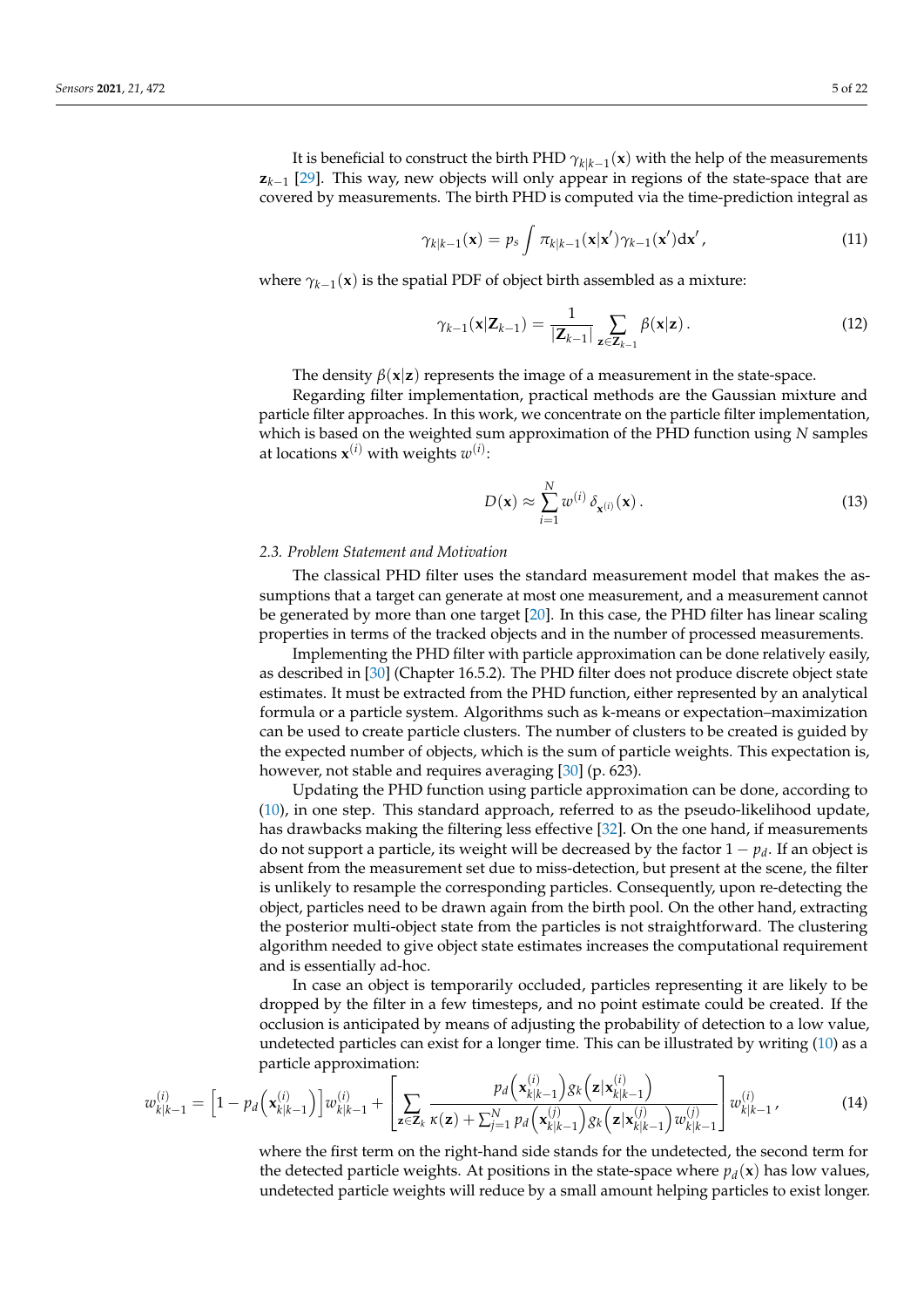It is beneficial to construct the birth PHD $\gamma_{k|k-1}(\mathbf{x})$ with the help of the measurements $\mathbf{z}_{k-1}$ [29]. This way, new objects will only appear in regions of the state-space that are covered by measurements. The birth PHD is computed via the time-prediction integral as

$$\gamma_{k|k-1}(\mathbf{x}) = p_s \int \pi_{k|k-1}(\mathbf{x}|\mathbf{x}')\gamma_{k-1}(\mathbf{x}')\mathrm{d}\mathbf{x}' \,, \tag{11}$$

where $\gamma_{k-1}(\mathbf{x})$ is the spatial PDF of object birth assembled as a mixture:

$$\gamma_{k-1}(\mathbf{x}|\mathbf{Z}_{k-1}) = \frac{1}{|\mathbf{Z}_{k-1}|} \sum_{\mathbf{z}\in\mathbf{Z}_{k-1}} \beta(\mathbf{x}|\mathbf{z}) \,. \tag{12}$$

The density $\beta(\mathbf{x}|\mathbf{z})$ represents the image of a measurement in the state-space.

Regarding filter implementation, practical methods are the Gaussian mixture and particle filter approaches. In this work, we concentrate on the particle filter implementation, which is based on the weighted sum approximation of the PHD function using $N$ samples at locations $\mathbf{x}^{(i)}$ with weights $w^{(i)}$:

$$D(\mathbf{x}) \approx \sum_{i=1}^{N} w^{(i)} \, \delta_{\mathbf{x}^{(i)}}(\mathbf{x}) \,. \tag{13}$$

### 2.3. Problem Statement and Motivation

The classical PHD filter uses the standard measurement model that makes the assumptions that a target can generate at most one measurement, and a measurement cannot be generated by more than one target [20]. In this case, the PHD filter has linear scaling properties in terms of the tracked objects and in the number of processed measurements.

Implementing the PHD filter with particle approximation can be done relatively easily, as described in [30] (Chapter 16.5.2). The PHD filter does not produce discrete object state estimates. It must be extracted from the PHD function, either represented by an analytical formula or a particle system. Algorithms such as k-means or expectation–maximization can be used to create particle clusters. The number of clusters to be created is guided by the expected number of objects, which is the sum of particle weights. This expectation is, however, not stable and requires averaging [30] (p. 623).

Updating the PHD function using particle approximation can be done, according to (10), in one step. This standard approach, referred to as the pseudo-likelihood update, has drawbacks making the filtering less effective [32]. On the one hand, if measurements do not support a particle, its weight will be decreased by the factor $1 - p_d$. If an object is absent from the measurement set due to miss-detection, but present at the scene, the filter is unlikely to resample the corresponding particles. Consequently, upon re-detecting the object, particles need to be drawn again from the birth pool. On the other hand, extracting the posterior multi-object state from the particles is not straightforward. The clustering algorithm needed to give object state estimates increases the computational requirement and is essentially ad-hoc.

In case an object is temporarily occluded, particles representing it are likely to be dropped by the filter in a few timesteps, and no point estimate could be created. If the occlusion is anticipated by means of adjusting the probability of detection to a low value, undetected particles can exist for a longer time. This can be illustrated by writing (10) as a particle approximation:

$$w_{k|k-1}^{(i)} = \left[1 - p_d\left(\mathbf{x}_{k|k-1}^{(i)}\right)\right] w_{k|k-1}^{(i)} + \left[\sum_{\mathbf{z}\in\mathbf{Z}_k} \frac{p_d\left(\mathbf{x}_{k|k-1}^{(i)}\right) g_k\left(\mathbf{z}|\mathbf{x}_{k|k-1}^{(i)}\right)}{\kappa(\mathbf{z}) + \sum_{j=1}^{N} p_d\left(\mathbf{x}_{k|k-1}^{(j)}\right) g_k\left(\mathbf{z}|\mathbf{x}_{k|k-1}^{(j)}\right) w_{k|k-1}^{(j)}}\right] w_{k|k-1}^{(i)} \,, \tag{14}$$

where the first term on the right-hand side stands for the undetected, the second term for the detected particle weights. At positions in the state-space where $p_d(\mathbf{x})$ has low values, undetected particle weights will reduce by a small amount helping particles to exist longer.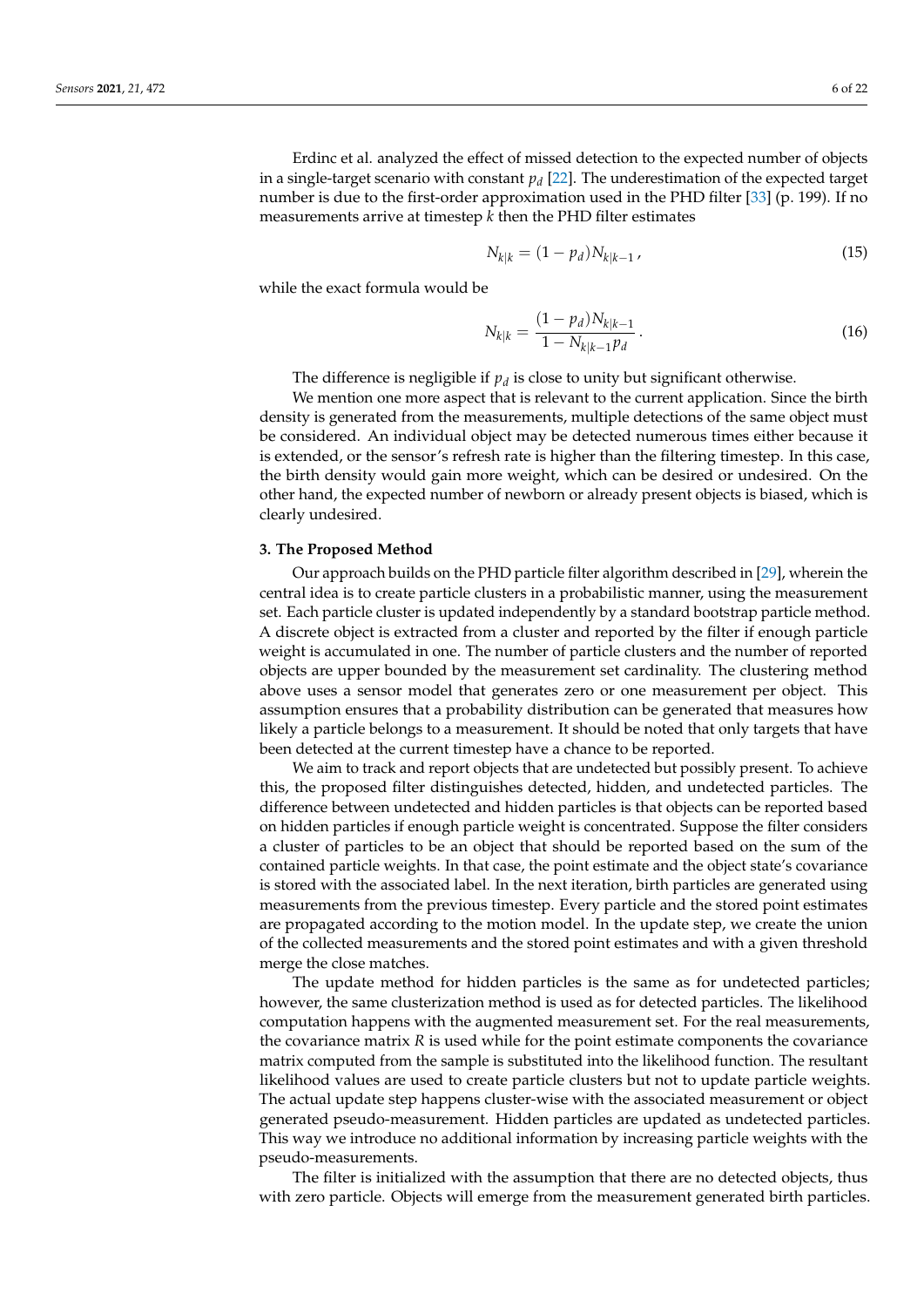Erdinc et al. analyzed the effect of missed detection to the expected number of objects in a single-target scenario with constant $p_d$ [22]. The underestimation of the expected target number is due to the first-order approximation used in the PHD filter [33] (p. 199). If no measurements arrive at timestep $k$ then the PHD filter estimates

$$N_{k|k} = (1 - p_d)N_{k|k-1}, \tag{15}$$

while the exact formula would be

$$N_{k|k} = \frac{(1 - p_d)N_{k|k-1}}{1 - N_{k|k-1}p_d}. \tag{16}$$

The difference is negligible if $p_d$ is close to unity but significant otherwise.

We mention one more aspect that is relevant to the current application. Since the birth density is generated from the measurements, multiple detections of the same object must be considered. An individual object may be detected numerous times either because it is extended, or the sensor's refresh rate is higher than the filtering timestep. In this case, the birth density would gain more weight, which can be desired or undesired. On the other hand, the expected number of newborn or already present objects is biased, which is clearly undesired.

## 3. The Proposed Method

Our approach builds on the PHD particle filter algorithm described in [29], wherein the central idea is to create particle clusters in a probabilistic manner, using the measurement set. Each particle cluster is updated independently by a standard bootstrap particle method. A discrete object is extracted from a cluster and reported by the filter if enough particle weight is accumulated in one. The number of particle clusters and the number of reported objects are upper bounded by the measurement set cardinality. The clustering method above uses a sensor model that generates zero or one measurement per object. This assumption ensures that a probability distribution can be generated that measures how likely a particle belongs to a measurement. It should be noted that only targets that have been detected at the current timestep have a chance to be reported.

We aim to track and report objects that are undetected but possibly present. To achieve this, the proposed filter distinguishes detected, hidden, and undetected particles. The difference between undetected and hidden particles is that objects can be reported based on hidden particles if enough particle weight is concentrated. Suppose the filter considers a cluster of particles to be an object that should be reported based on the sum of the contained particle weights. In that case, the point estimate and the object state's covariance is stored with the associated label. In the next iteration, birth particles are generated using measurements from the previous timestep. Every particle and the stored point estimates are propagated according to the motion model. In the update step, we create the union of the collected measurements and the stored point estimates and with a given threshold merge the close matches.

The update method for hidden particles is the same as for undetected particles; however, the same clusterization method is used as for detected particles. The likelihood computation happens with the augmented measurement set. For the real measurements, the covariance matrix $R$ is used while for the point estimate components the covariance matrix computed from the sample is substituted into the likelihood function. The resultant likelihood values are used to create particle clusters but not to update particle weights. The actual update step happens cluster-wise with the associated measurement or object generated pseudo-measurement. Hidden particles are updated as undetected particles. This way we introduce no additional information by increasing particle weights with the pseudo-measurements.

The filter is initialized with the assumption that there are no detected objects, thus with zero particle. Objects will emerge from the measurement generated birth particles.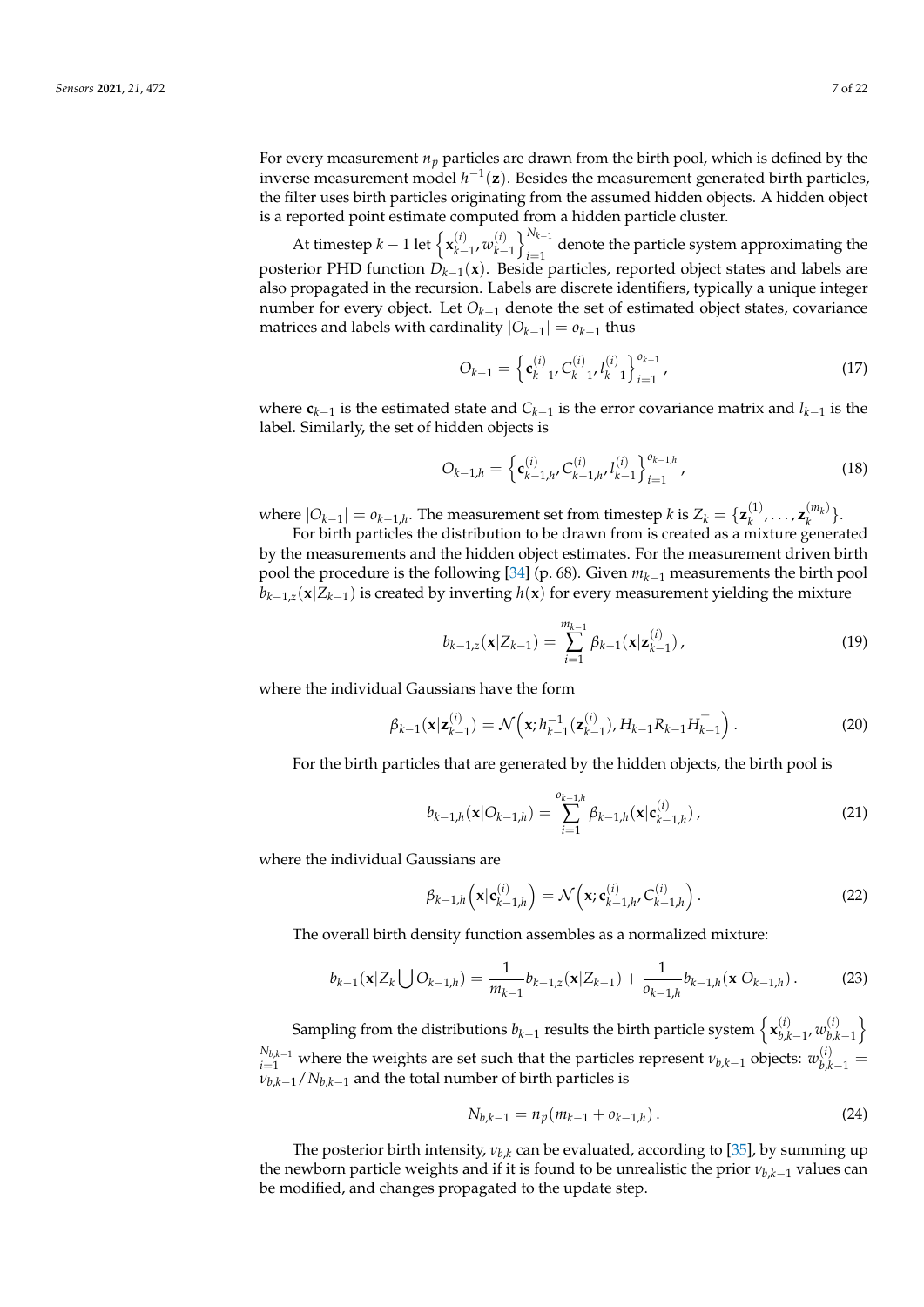For every measurement $n_p$ particles are drawn from the birth pool, which is defined by the inverse measurement model $h^{-1}(\mathbf{z})$. Besides the measurement generated birth particles, the filter uses birth particles originating from the assumed hidden objects. A hidden object is a reported point estimate computed from a hidden particle cluster.

At timestep $k-1$ let $\left\{\mathbf{x}_{k-1}^{(i)}, w_{k-1}^{(i)}\right\}_{i=1}^{N_{k-1}}$ denote the particle system approximating the posterior PHD function $D_{k-1}(\mathbf{x})$. Beside particles, reported object states and labels are also propagated in the recursion. Labels are discrete identifiers, typically a unique integer number for every object. Let $O_{k-1}$ denote the set of estimated object states, covariance matrices and labels with cardinality $|O_{k-1}| = o_{k-1}$ thus

$$O_{k-1} = \left\{\mathbf{c}_{k-1}^{(i)}, C_{k-1}^{(i)}, l_{k-1}^{(i)}\right\}_{i=1}^{o_{k-1}}, \tag{17}$$

where $\mathbf{c}_{k-1}$ is the estimated state and $C_{k-1}$ is the error covariance matrix and $l_{k-1}$ is the label. Similarly, the set of hidden objects is

$$O_{k-1,h} = \left\{\mathbf{c}_{k-1,h}^{(i)}, C_{k-1,h}^{(i)}, l_{k-1}^{(i)}\right\}_{i=1}^{o_{k-1,h}}, \tag{18}$$

where $|O_{k-1}| = o_{k-1,h}$. The measurement set from timestep $k$ is $Z_k = \{\mathbf{z}_k^{(1)}, \ldots, \mathbf{z}_k^{(m_k)}\}$.

For birth particles the distribution to be drawn from is created as a mixture generated by the measurements and the hidden object estimates. For the measurement driven birth pool the procedure is the following [34] (p. 68). Given $m_{k-1}$ measurements the birth pool $b_{k-1,z}(\mathbf{x}|Z_{k-1})$ is created by inverting $h(\mathbf{x})$ for every measurement yielding the mixture

$$b_{k-1,z}(\mathbf{x}|Z_{k-1}) = \sum_{i=1}^{m_{k-1}} \beta_{k-1}(\mathbf{x}|\mathbf{z}_{k-1}^{(i)}), \tag{19}$$

where the individual Gaussians have the form

$$\beta_{k-1}(\mathbf{x}|\mathbf{z}_{k-1}^{(i)}) = \mathcal{N}\left(\mathbf{x}; h_{k-1}^{-1}(\mathbf{z}_{k-1}^{(i)}), H_{k-1}R_{k-1}H_{k-1}^{\top}\right). \tag{20}$$

For the birth particles that are generated by the hidden objects, the birth pool is

$$b_{k-1,h}(\mathbf{x}|O_{k-1,h}) = \sum_{i=1}^{o_{k-1,h}} \beta_{k-1,h}(\mathbf{x}|\mathbf{c}_{k-1,h}^{(i)}), \tag{21}$$

where the individual Gaussians are

$$\beta_{k-1,h}\left(\mathbf{x}|\mathbf{c}_{k-1,h}^{(i)}\right) = \mathcal{N}\left(\mathbf{x}; \mathbf{c}_{k-1,h}^{(i)}, C_{k-1,h}^{(i)}\right). \tag{22}$$

The overall birth density function assembles as a normalized mixture:

$$b_{k-1}(\mathbf{x}|Z_k \bigcup O_{k-1,h}) = \frac{1}{m_{k-1}} b_{k-1,z}(\mathbf{x}|Z_{k-1}) + \frac{1}{o_{k-1,h}} b_{k-1,h}(\mathbf{x}|O_{k-1,h}). \tag{23}$$

Sampling from the distributions $b_{k-1}$ results the birth particle system $\left\{\mathbf{x}_{b,k-1}^{(i)}, w_{b,k-1}^{(i)}\right\}_{i=1}^{N_{b,k-1}}$ where the weights are set such that the particles represent $\nu_{b,k-1}$ objects: $w_{b,k-1}^{(i)} = \nu_{b,k-1}/N_{b,k-1}$ and the total number of birth particles is

$$N_{b,k-1} = n_p(m_{k-1} + o_{k-1,h}). \tag{24}$$

The posterior birth intensity, $\nu_{b,k}$ can be evaluated, according to [35], by summing up the newborn particle weights and if it is found to be unrealistic the prior $\nu_{b,k-1}$ values can be modified, and changes propagated to the update step.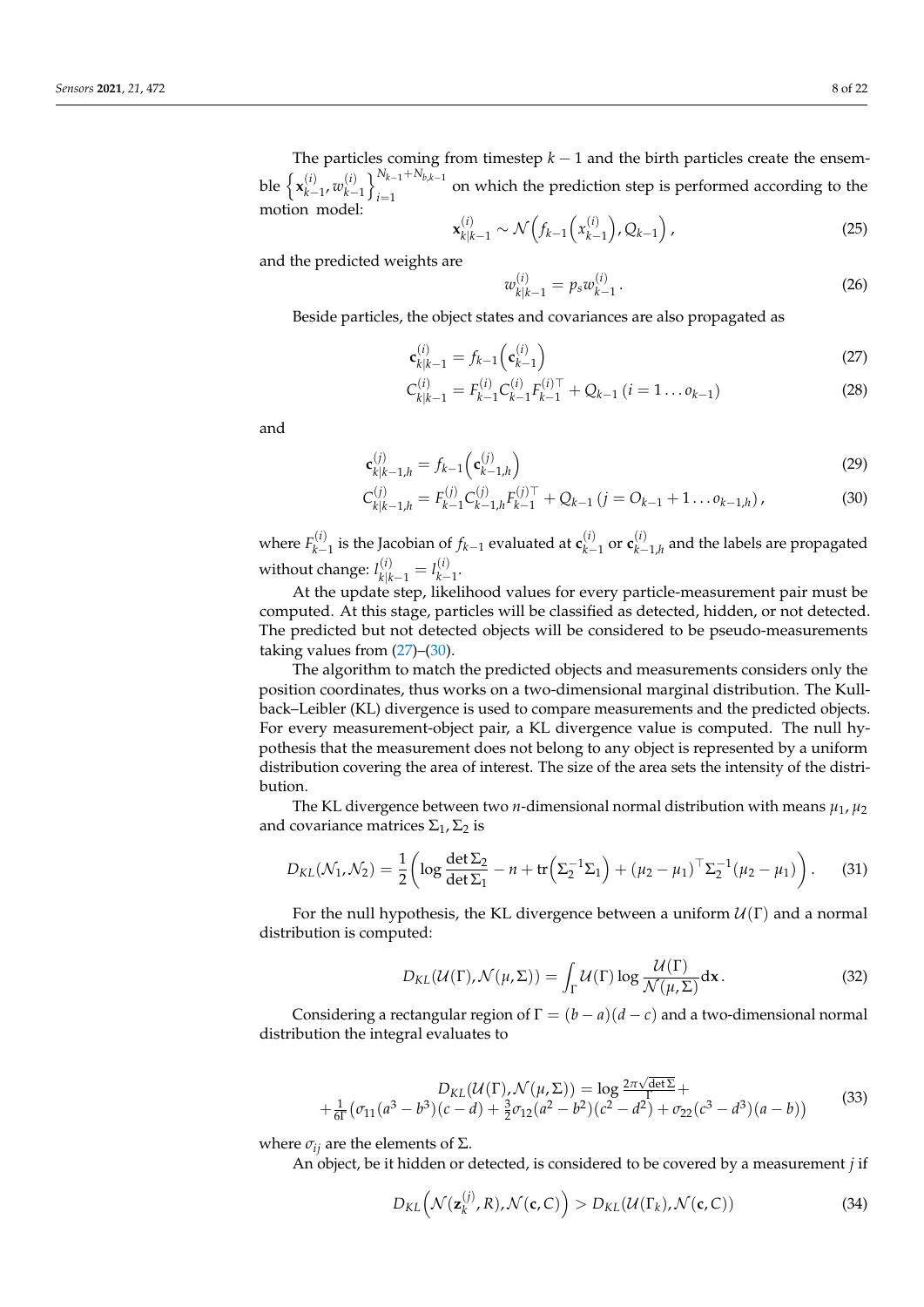The particles coming from timestep $k-1$ and the birth particles create the ensemble $\left\{\mathbf{x}_{k-1}^{(i)}, w_{k-1}^{(i)}\right\}_{i=1}^{N_{k-1}+N_{b,k-1}}$ on which the prediction step is performed according to the motion model:

$$\mathbf{x}_{k|k-1}^{(i)} \sim \mathcal{N}\left(f_{k-1}\left(x_{k-1}^{(i)}\right), Q_{k-1}\right), \tag{25}$$

and the predicted weights are

$$w_{k|k-1}^{(i)} = p_s w_{k-1}^{(i)}. \tag{26}$$

Beside particles, the object states and covariances are also propagated as

$$\mathbf{c}_{k|k-1}^{(i)} = f_{k-1}\left(\mathbf{c}_{k-1}^{(i)}\right) \tag{27}$$

$$C_{k|k-1}^{(i)} = F_{k-1}^{(i)} C_{k-1}^{(i)} F_{k-1}^{(i)\top} + Q_{k-1} \; (i = 1 \ldots o_{k-1}) \tag{28}$$

and

$$\mathbf{c}_{k|k-1,h}^{(j)} = f_{k-1}\left(\mathbf{c}_{k-1,h}^{(j)}\right) \tag{29}$$

$$C_{k|k-1,h}^{(j)} = F_{k-1}^{(j)} C_{k-1,h}^{(j)} F_{k-1}^{(j)\top} + Q_{k-1} \; (j = O_{k-1}+1 \ldots o_{k-1,h}), \tag{30}$$

where $F_{k-1}^{(i)}$ is the Jacobian of $f_{k-1}$ evaluated at $\mathbf{c}_{k-1}^{(i)}$ or $\mathbf{c}_{k-1,h}^{(i)}$ and the labels are propagated without change: $l_{k|k-1}^{(i)} = l_{k-1}^{(i)}$.

At the update step, likelihood values for every particle-measurement pair must be computed. At this stage, particles will be classified as detected, hidden, or not detected. The predicted but not detected objects will be considered to be pseudo-measurements taking values from (27)–(30).

The algorithm to match the predicted objects and measurements considers only the position coordinates, thus works on a two-dimensional marginal distribution. The Kullback–Leibler (KL) divergence is used to compare measurements and the predicted objects. For every measurement-object pair, a KL divergence value is computed. The null hypothesis that the measurement does not belong to any object is represented by a uniform distribution covering the area of interest. The size of the area sets the intensity of the distribution.

The KL divergence between two $n$-dimensional normal distribution with means $\mu_1, \mu_2$ and covariance matrices $\Sigma_1, \Sigma_2$ is

$$D_{KL}(\mathcal{N}_1, \mathcal{N}_2) = \frac{1}{2}\left(\log\frac{\det\Sigma_2}{\det\Sigma_1} - n + \mathrm{tr}\left(\Sigma_2^{-1}\Sigma_1\right) + (\mu_2-\mu_1)^\top \Sigma_2^{-1}(\mu_2-\mu_1)\right). \tag{31}$$

For the null hypothesis, the KL divergence between a uniform $\mathcal{U}(\Gamma)$ and a normal distribution is computed:

$$D_{KL}(\mathcal{U}(\Gamma), \mathcal{N}(\mu, \Sigma)) = \int_\Gamma \mathcal{U}(\Gamma) \log\frac{\mathcal{U}(\Gamma)}{\mathcal{N}(\mu,\Sigma)} \mathrm{d}\mathbf{x}. \tag{32}$$

Considering a rectangular region of $\Gamma = (b-a)(d-c)$ and a two-dimensional normal distribution the integral evaluates to

$$\begin{gathered} D_{KL}(\mathcal{U}(\Gamma), \mathcal{N}(\mu, \Sigma)) = \log\frac{2\pi\sqrt{\det\Sigma}}{\Gamma} + \\ + \frac{1}{6\Gamma}\left(\sigma_{11}(a^3-b^3)(c-d) + \frac{3}{2}\sigma_{12}(a^2-b^2)(c^2-d^2) + \sigma_{22}(c^3-d^3)(a-b)\right) \end{gathered} \tag{33}$$

where $\sigma_{ij}$ are the elements of $\Sigma$.

An object, be it hidden or detected, is considered to be covered by a measurement $j$ if

$$D_{KL}\left(\mathcal{N}(\mathbf{z}_k^{(j)}, R), \mathcal{N}(\mathbf{c}, C)\right) > D_{KL}(\mathcal{U}(\Gamma_k), \mathcal{N}(\mathbf{c}, C)) \tag{34}$$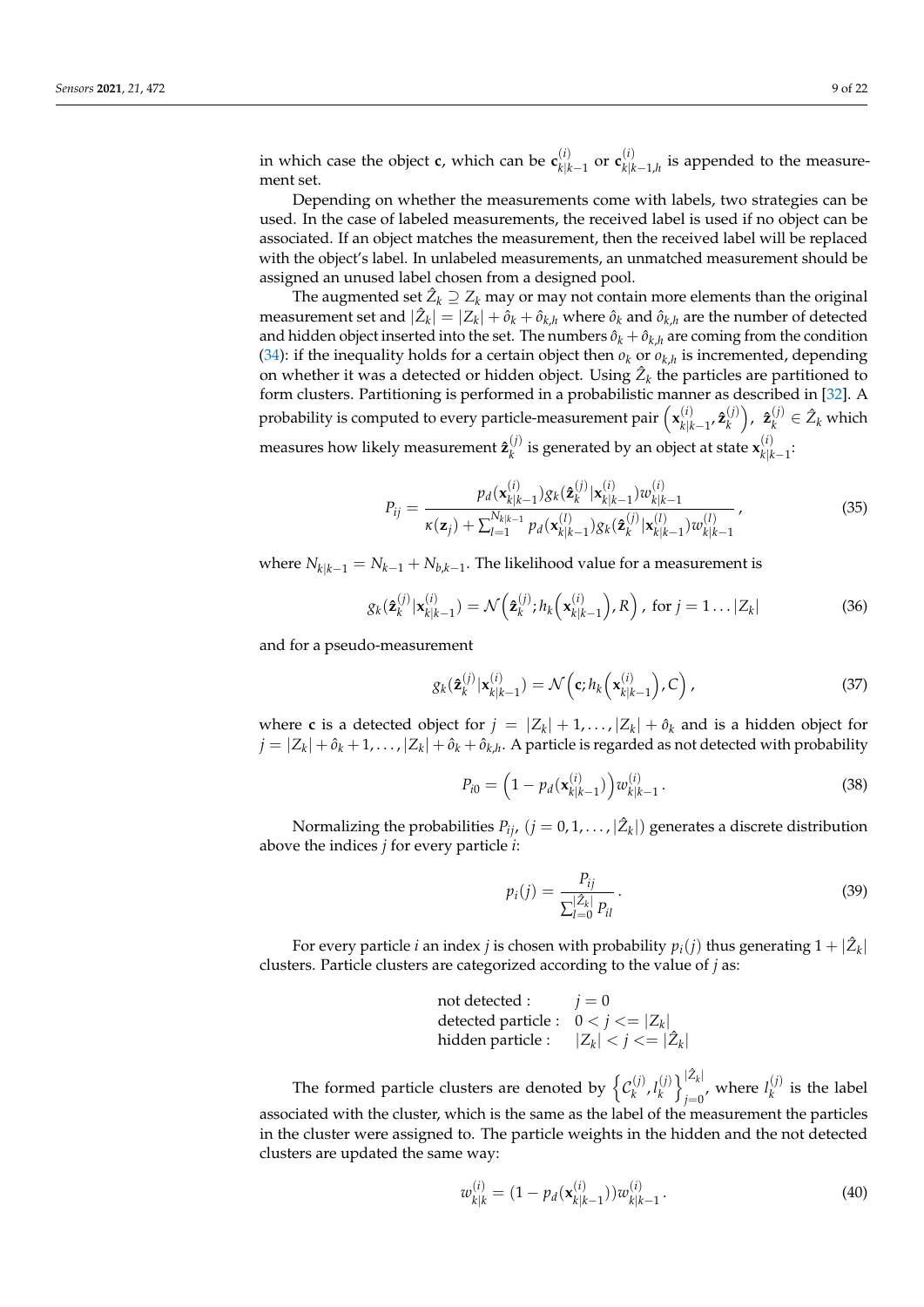in which case the object $\mathbf{c}$, which can be $\mathbf{c}_{k|k-1}^{(i)}$ or $\mathbf{c}_{k|k-1,h}^{(i)}$ is appended to the measurement set.

Depending on whether the measurements come with labels, two strategies can be used. In the case of labeled measurements, the received label is used if no object can be associated. If an object matches the measurement, then the received label will be replaced with the object's label. In unlabeled measurements, an unmatched measurement should be assigned an unused label chosen from a designed pool.

The augmented set $\hat{Z}_k \supseteq Z_k$ may or may not contain more elements than the original measurement set and $|\hat{Z}_k| = |Z_k| + \hat{o}_k + \hat{o}_{k,h}$ where $\hat{o}_k$ and $\hat{o}_{k,h}$ are the number of detected and hidden object inserted into the set. The numbers $\hat{o}_k + \hat{o}_{k,h}$ are coming from the condition (34): if the inequality holds for a certain object then $o_k$ or $o_{k,h}$ is incremented, depending on whether it was a detected or hidden object. Using $\hat{Z}_k$ the particles are partitioned to form clusters. Partitioning is performed in a probabilistic manner as described in [32]. A probability is computed to every particle-measurement pair $\left(\mathbf{x}_{k|k-1}^{(i)}, \hat{\mathbf{z}}_k^{(j)}\right)$, $\hat{\mathbf{z}}_k^{(j)} \in \hat{Z}_k$ which measures how likely measurement $\hat{\mathbf{z}}_k^{(j)}$ is generated by an object at state $\mathbf{x}_{k|k-1}^{(i)}$:

$$P_{ij} = \frac{p_d(\mathbf{x}_{k|k-1}^{(i)}) g_k(\hat{\mathbf{z}}_k^{(j)}|\mathbf{x}_{k|k-1}^{(i)}) w_{k|k-1}^{(i)}}{\kappa(\mathbf{z}_j) + \sum_{l=1}^{N_{k|k-1}} p_d(\mathbf{x}_{k|k-1}^{(l)}) g_k(\hat{\mathbf{z}}_k^{(j)}|\mathbf{x}_{k|k-1}^{(l)}) w_{k|k-1}^{(l)}}, \tag{35}$$

where $N_{k|k-1} = N_{k-1} + N_{b,k-1}$. The likelihood value for a measurement is

$$g_k(\hat{\mathbf{z}}_k^{(j)}|\mathbf{x}_{k|k-1}^{(i)}) = \mathcal{N}\left(\hat{\mathbf{z}}_k^{(j)}; h_k\left(\mathbf{x}_{k|k-1}^{(i)}\right), R\right), \text{ for } j = 1 \ldots |Z_k| \tag{36}$$

and for a pseudo-measurement

$$g_k(\hat{\mathbf{z}}_k^{(j)}|\mathbf{x}_{k|k-1}^{(i)}) = \mathcal{N}\left(\mathbf{c}; h_k\left(\mathbf{x}_{k|k-1}^{(i)}\right), C\right), \tag{37}$$

where $\mathbf{c}$ is a detected object for $j = |Z_k| + 1, \ldots, |Z_k| + \hat{o}_k$ and is a hidden object for $j = |Z_k| + \hat{o}_k + 1, \ldots, |Z_k| + \hat{o}_k + \hat{o}_{k,h}$. A particle is regarded as not detected with probability

$$P_{i0} = \left(1 - p_d(\mathbf{x}_{k|k-1}^{(i)})\right) w_{k|k-1}^{(i)}. \tag{38}$$

Normalizing the probabilities $P_{ij}$, $(j = 0, 1, \ldots, |\hat{Z}_k|)$ generates a discrete distribution above the indices $j$ for every particle $i$:

$$p_i(j) = \frac{P_{ij}}{\sum_{l=0}^{|\hat{Z}_k|} P_{il}}. \tag{39}$$

For every particle $i$ an index $j$ is chosen with probability $p_i(j)$ thus generating $1 + |\hat{Z}_k|$ clusters. Particle clusters are categorized according to the value of $j$ as:

| | |
|---|---|
| not detected : | $j = 0$ |
| detected particle : | $0 < j <= |Z_k|$ |
| hidden particle : | $|Z_k| < j <= |\hat{Z}_k|$ |

The formed particle clusters are denoted by $\left\{\mathcal{C}_k^{(j)}, l_k^{(j)}\right\}_{j=0}^{|\hat{Z}_k|}$, where $l_k^{(j)}$ is the label associated with the cluster, which is the same as the label of the measurement the particles in the cluster were assigned to. The particle weights in the hidden and the not detected clusters are updated the same way:

$$w_{k|k}^{(i)} = (1 - p_d(\mathbf{x}_{k|k-1}^{(i)})) w_{k|k-1}^{(i)}. \tag{40}$$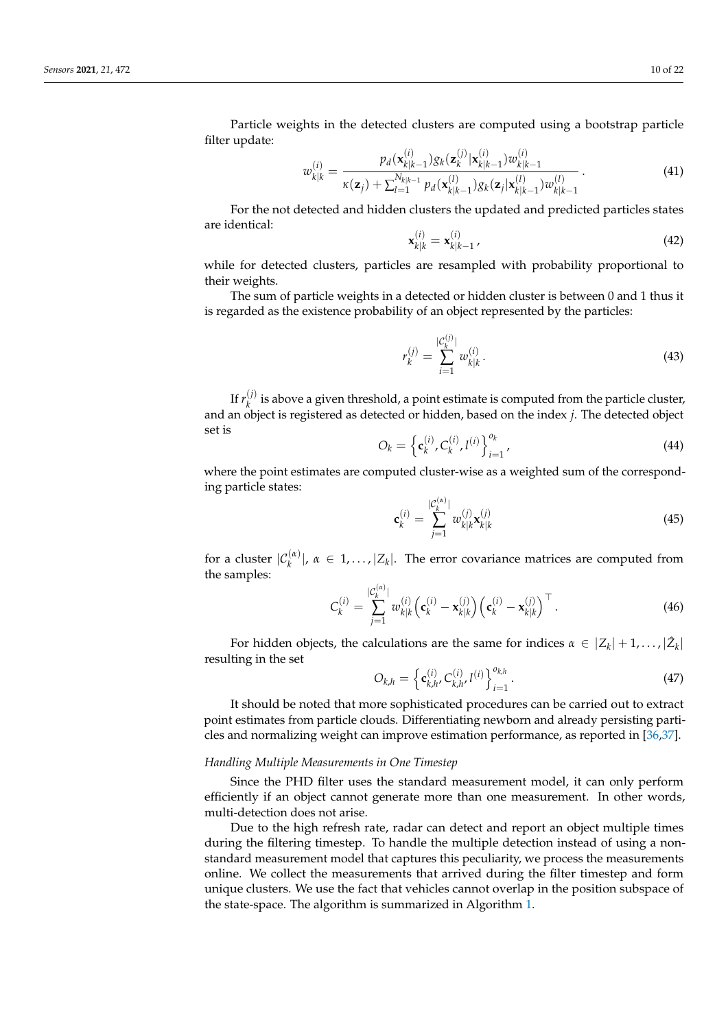Particle weights in the detected clusters are computed using a bootstrap particle filter update:

$$w_{k|k}^{(i)} = \frac{p_d(\mathbf{x}_{k|k-1}^{(i)}) g_k(\mathbf{z}_k^{(j)} | \mathbf{x}_{k|k-1}^{(i)}) w_{k|k-1}^{(i)}}{\kappa(\mathbf{z}_j) + \sum_{l=1}^{N_{k|k-1}} p_d(\mathbf{x}_{k|k-1}^{(l)}) g_k(\mathbf{z}_j | \mathbf{x}_{k|k-1}^{(l)}) w_{k|k-1}^{(l)}}. \tag{41}$$

For the not detected and hidden clusters the updated and predicted particles states are identical:

$$\mathbf{x}_{k|k}^{(i)} = \mathbf{x}_{k|k-1}^{(i)}, \tag{42}$$

while for detected clusters, particles are resampled with probability proportional to their weights.

The sum of particle weights in a detected or hidden cluster is between 0 and 1 thus it is regarded as the existence probability of an object represented by the particles:

$$r_k^{(j)} = \sum_{i=1}^{|\mathcal{C}_k^{(j)}|} w_{k|k}^{(i)}. \tag{43}$$

If $r_k^{(j)}$ is above a given threshold, a point estimate is computed from the particle cluster, and an object is registered as detected or hidden, based on the index $j$. The detected object set is

$$O_k = \left\{ \mathbf{c}_k^{(i)}, C_k^{(i)}, l^{(i)} \right\}_{i=1}^{o_k}, \tag{44}$$

where the point estimates are computed cluster-wise as a weighted sum of the corresponding particle states:

$$\mathbf{c}_k^{(i)} = \sum_{j=1}^{|\mathcal{C}_k^{(\alpha)}|} w_{k|k}^{(j)} \mathbf{x}_{k|k}^{(j)} \tag{45}$$

for a cluster $|\mathcal{C}_k^{(\alpha)}|$, $\alpha \in 1, \ldots, |Z_k|$. The error covariance matrices are computed from the samples:

$$C_k^{(i)} = \sum_{j=1}^{|\mathcal{C}_k^{(\alpha)}|} w_{k|k}^{(i)} \left( \mathbf{c}_k^{(i)} - \mathbf{x}_{k|k}^{(j)} \right) \left( \mathbf{c}_k^{(i)} - \mathbf{x}_{k|k}^{(j)} \right)^\top. \tag{46}$$

For hidden objects, the calculations are the same for indices $\alpha \in |Z_k| + 1, \ldots, |\hat{Z}_k|$ resulting in the set

$$O_{k,h} = \left\{ \mathbf{c}_{k,h}^{(i)}, C_{k,h}^{(i)}, l^{(i)} \right\}_{i=1}^{o_{k,h}}. \tag{47}$$

It should be noted that more sophisticated procedures can be carried out to extract point estimates from particle clouds. Differentiating newborn and already persisting particles and normalizing weight can improve estimation performance, as reported in [36,37].

*Handling Multiple Measurements in One Timestep*

Since the PHD filter uses the standard measurement model, it can only perform efficiently if an object cannot generate more than one measurement. In other words, multi-detection does not arise.

Due to the high refresh rate, radar can detect and report an object multiple times during the filtering timestep. To handle the multiple detection instead of using a non-standard measurement model that captures this peculiarity, we process the measurements online. We collect the measurements that arrived during the filter timestep and form unique clusters. We use the fact that vehicles cannot overlap in the position subspace of the state-space. The algorithm is summarized in Algorithm 1.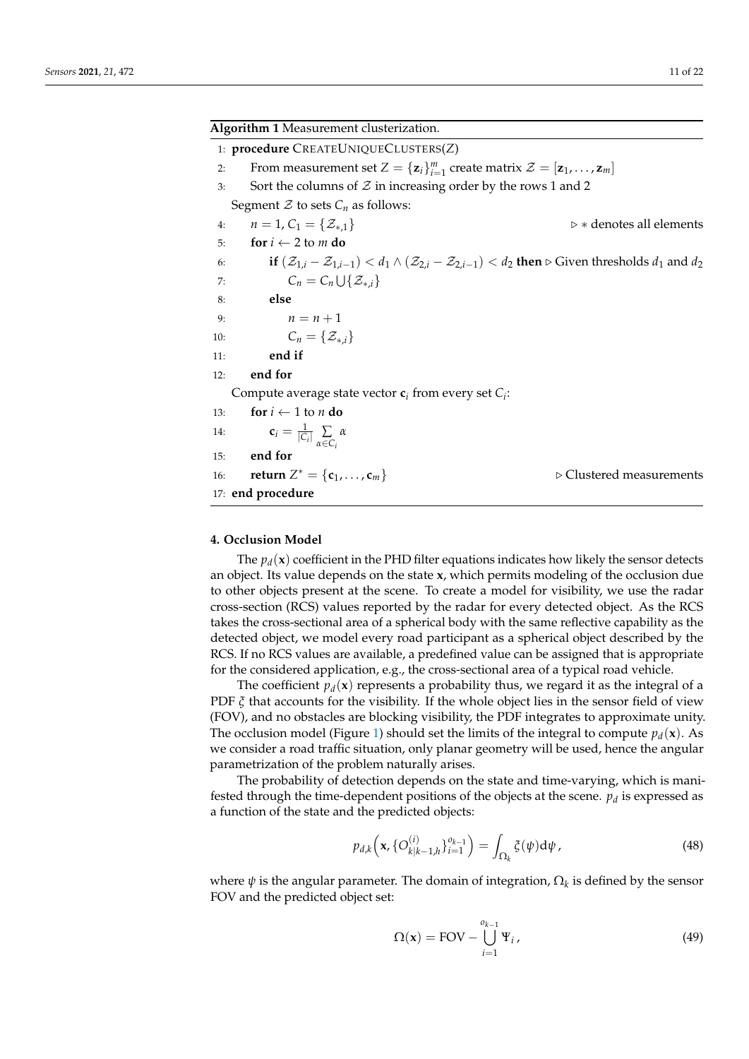**Algorithm 1** Measurement clusterization.

```
1: procedure CREATEUNIQUECLUSTERS(Z)
2:     From measurement set Z = {z_i}_{i=1}^m create matrix 𝒵 = [z_1, ..., z_m]
3:     Sort the columns of 𝒵 in increasing order by the rows 1 and 2
   Segment 𝒵 to sets C_n as follows:
4:     n = 1, C_1 = {𝒵_{*,1}}                                   ▷ * denotes all elements
5:     for i ← 2 to m do
6:         if (𝒵_{1,i} − 𝒵_{1,i−1}) < d_1 ∧ (𝒵_{2,i} − 𝒵_{2,i−1}) < d_2 then ▷ Given thresholds d_1 and d_2
7:             C_n = C_n ∪ {𝒵_{*,i}}
8:         else
9:             n = n + 1
10:            C_n = {𝒵_{*,i}}
11:        end if
12:    end for
   Compute average state vector c_i from every set C_i:
13:    for i ← 1 to n do
14:        c_i = (1/|C_i|) Σ_{α∈C_i} α
15:    end for
16:    return Z* = {c_1, ..., c_m}                               ▷ Clustered measurements
17: end procedure
```

## 4. Occlusion Model

The $p_d(\mathbf{x})$ coefficient in the PHD filter equations indicates how likely the sensor detects an object. Its value depends on the state $\mathbf{x}$, which permits modeling of the occlusion due to other objects present at the scene. To create a model for visibility, we use the radar cross-section (RCS) values reported by the radar for every detected object. As the RCS takes the cross-sectional area of a spherical body with the same reflective capability as the detected object, we model every road participant as a spherical object described by the RCS. If no RCS values are available, a predefined value can be assigned that is appropriate for the considered application, e.g., the cross-sectional area of a typical road vehicle.

The coefficient $p_d(\mathbf{x})$ represents a probability thus, we regard it as the integral of a PDF $\xi$ that accounts for the visibility. If the whole object lies in the sensor field of view (FOV), and no obstacles are blocking visibility, the PDF integrates to approximate unity. The occlusion model (Figure 1) should set the limits of the integral to compute $p_d(\mathbf{x})$. As we consider a road traffic situation, only planar geometry will be used, hence the angular parametrization of the problem naturally arises.

The probability of detection depends on the state and time-varying, which is manifested through the time-dependent positions of the objects at the scene. $p_d$ is expressed as a function of the state and the predicted objects:

$$p_{d,k}\left(\mathbf{x}, \{O_{k|k-1,h}^{(i)}\}_{i=1}^{o_{k-1}}\right) = \int_{\Omega_k} \xi(\psi)\mathrm{d}\psi\,, \tag{48}$$

where $\psi$ is the angular parameter. The domain of integration, $\Omega_k$ is defined by the sensor FOV and the predicted object set:

$$\Omega(\mathbf{x}) = \mathrm{FOV} - \bigcup_{i=1}^{o_{k-1}} \Psi_i\,, \tag{49}$$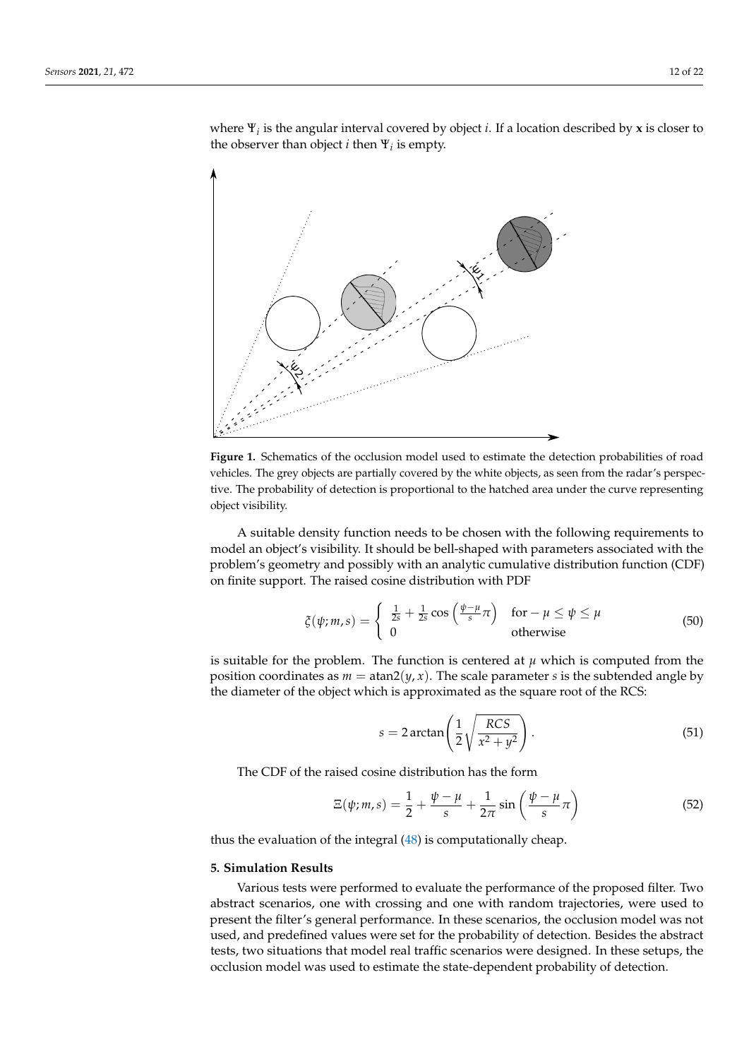where $\Psi_i$ is the angular interval covered by object $i$. If a location described by $\mathbf{x}$ is closer to the observer than object $i$ then $\Psi_i$ is empty.

**Figure 1.** Schematics of the occlusion model used to estimate the detection probabilities of road vehicles. The grey objects are partially covered by the white objects, as seen from the radar's perspective. The probability of detection is proportional to the hatched area under the curve representing object visibility.

A suitable density function needs to be chosen with the following requirements to model an object's visibility. It should be bell-shaped with parameters associated with the problem's geometry and possibly with an analytic cumulative distribution function (CDF) on finite support. The raised cosine distribution with PDF

$$\xi(\psi; m, s) = \begin{cases} \frac{1}{2s} + \frac{1}{2s}\cos\left(\frac{\psi-\mu}{s}\pi\right) & \text{for} - \mu \leq \psi \leq \mu \\ 0 & \text{otherwise} \end{cases} \tag{50}$$

is suitable for the problem. The function is centered at $\mu$ which is computed from the position coordinates as $m = \text{atan2}(y, x)$. The scale parameter $s$ is the subtended angle by the diameter of the object which is approximated as the square root of the RCS:

$$s = 2\arctan\left(\frac{1}{2}\sqrt{\frac{RCS}{x^2+y^2}}\right). \tag{51}$$

The CDF of the raised cosine distribution has the form

$$\Xi(\psi; m, s) = \frac{1}{2} + \frac{\psi - \mu}{s} + \frac{1}{2\pi}\sin\left(\frac{\psi-\mu}{s}\pi\right) \tag{52}$$

thus the evaluation of the integral (48) is computationally cheap.

## 5. Simulation Results

Various tests were performed to evaluate the performance of the proposed filter. Two abstract scenarios, one with crossing and one with random trajectories, were used to present the filter's general performance. In these scenarios, the occlusion model was not used, and predefined values were set for the probability of detection. Besides the abstract tests, two situations that model real traffic scenarios were designed. In these setups, the occlusion model was used to estimate the state-dependent probability of detection.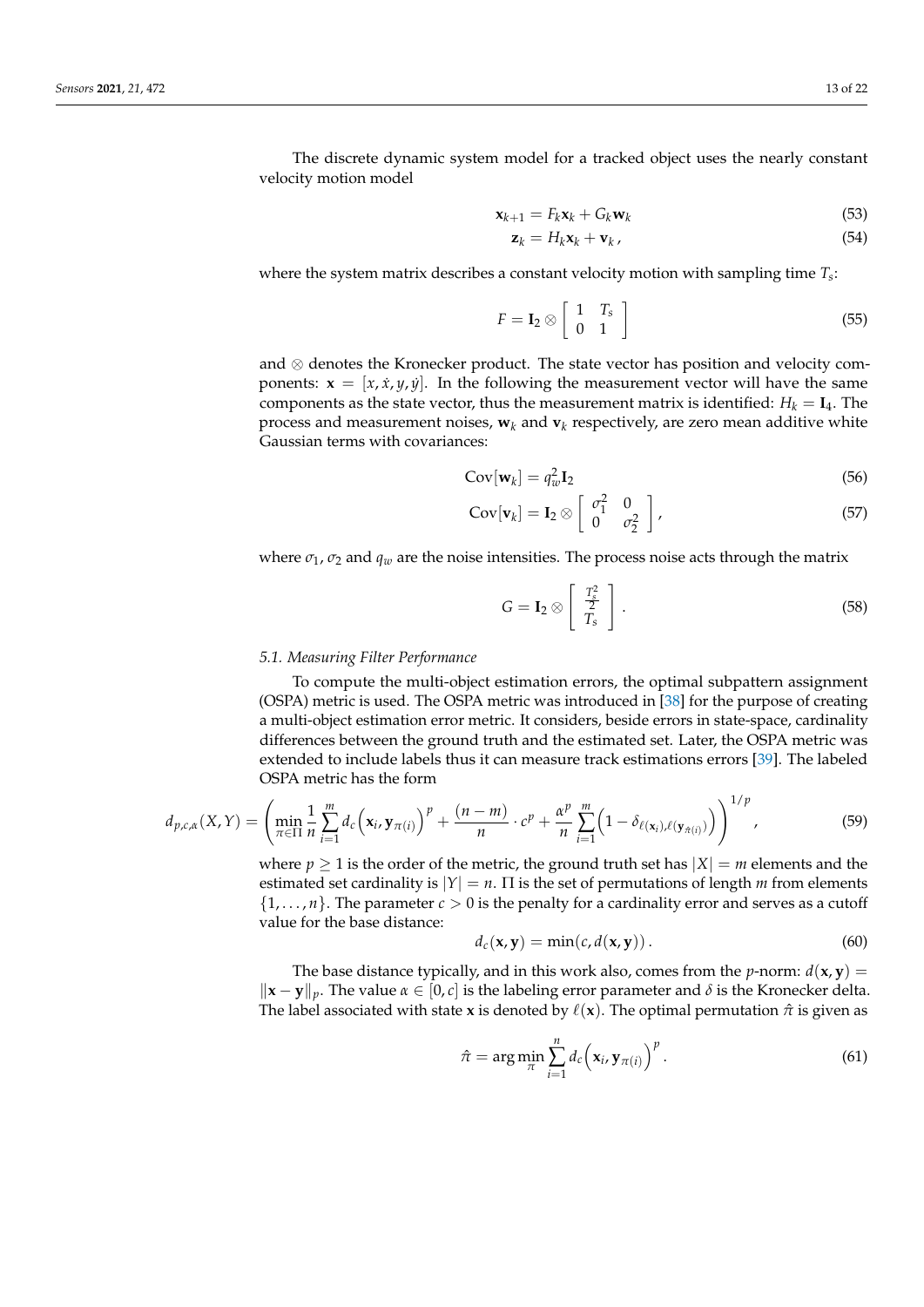The discrete dynamic system model for a tracked object uses the nearly constant velocity motion model

$$\mathbf{x}_{k+1} = F_k \mathbf{x}_k + G_k \mathbf{w}_k \tag{53}$$

$$\mathbf{z}_k = H_k \mathbf{x}_k + \mathbf{v}_k, \tag{54}$$

where the system matrix describes a constant velocity motion with sampling time $T_s$:

$$F = \mathbf{I}_2 \otimes \begin{bmatrix} 1 & T_s \\ 0 & 1 \end{bmatrix} \tag{55}$$

and $\otimes$ denotes the Kronecker product. The state vector has position and velocity components: $\mathbf{x} = [x, \dot{x}, y, \dot{y}]$. In the following the measurement vector will have the same components as the state vector, thus the measurement matrix is identified: $H_k = \mathbf{I}_4$. The process and measurement noises, $\mathbf{w}_k$ and $\mathbf{v}_k$ respectively, are zero mean additive white Gaussian terms with covariances:

$$\mathrm{Cov}[\mathbf{w}_k] = q_w^2 \mathbf{I}_2 \tag{56}$$

$$\mathrm{Cov}[\mathbf{v}_k] = \mathbf{I}_2 \otimes \begin{bmatrix} \sigma_1^2 & 0 \\ 0 & \sigma_2^2 \end{bmatrix}, \tag{57}$$

where $\sigma_1$, $\sigma_2$ and $q_w$ are the noise intensities. The process noise acts through the matrix

$$G = \mathbf{I}_2 \otimes \begin{bmatrix} \frac{T_s^2}{2} \\ T_s \end{bmatrix}. \tag{58}$$

### *5.1. Measuring Filter Performance*

To compute the multi-object estimation errors, the optimal subpattern assignment (OSPA) metric is used. The OSPA metric was introduced in [38] for the purpose of creating a multi-object estimation error metric. It considers, beside errors in state-space, cardinality differences between the ground truth and the estimated set. Later, the OSPA metric was extended to include labels thus it can measure track estimations errors [39]. The labeled OSPA metric has the form

$$d_{p,c,\alpha}(X,Y) = \left( \min_{\pi \in \Pi} \frac{1}{n} \sum_{i=1}^{m} d_c\Big(\mathbf{x}_i, \mathbf{y}_{\pi(i)}\Big)^p + \frac{(n-m)}{n} \cdot c^p + \frac{\alpha^p}{n} \sum_{i=1}^{m} \Big(1 - \delta_{\ell(\mathbf{x}_i), \ell(\mathbf{y}_{\hat{\pi}(i)})}\Big) \right)^{1/p}, \tag{59}$$

where $p \geq 1$ is the order of the metric, the ground truth set has $|X| = m$ elements and the estimated set cardinality is $|Y| = n$. $\Pi$ is the set of permutations of length $m$ from elements $\{1, \ldots, n\}$. The parameter $c > 0$ is the penalty for a cardinality error and serves as a cutoff value for the base distance:

$$d_c(\mathbf{x}, \mathbf{y}) = \min(c, d(\mathbf{x}, \mathbf{y})). \tag{60}$$

The base distance typically, and in this work also, comes from the $p$-norm: $d(\mathbf{x}, \mathbf{y}) = \|\mathbf{x} - \mathbf{y}\|_p$. The value $\alpha \in [0, c]$ is the labeling error parameter and $\delta$ is the Kronecker delta. The label associated with state $\mathbf{x}$ is denoted by $\ell(\mathbf{x})$. The optimal permutation $\hat{\pi}$ is given as

$$\hat{\pi} = \arg\min_{\pi} \sum_{i=1}^{n} d_c\Big(\mathbf{x}_i, \mathbf{y}_{\pi(i)}\Big)^p. \tag{61}$$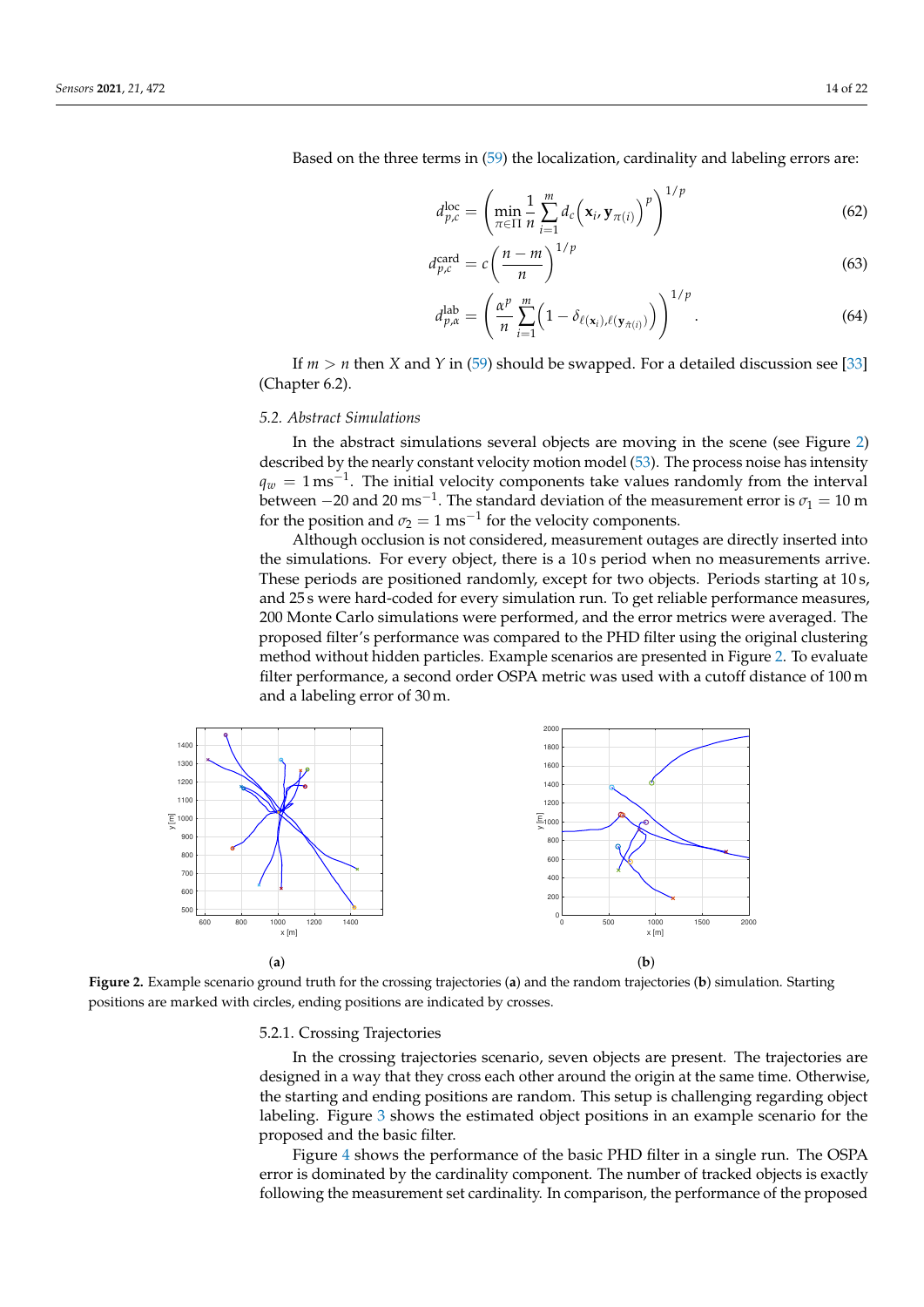Based on the three terms in (59) the localization, cardinality and labeling errors are:

$$d_{p,c}^{\text{loc}} = \left( \min_{\pi \in \Pi} \frac{1}{n} \sum_{i=1}^{m} d_c\left(\mathbf{x}_i, \mathbf{y}_{\pi(i)}\right)^p \right)^{1/p} \tag{62}$$

$$d_{p,c}^{\text{card}} = c\left(\frac{n-m}{n}\right)^{1/p} \tag{63}$$

$$d_{p,\alpha}^{\text{lab}} = \left( \frac{\alpha^p}{n} \sum_{i=1}^{m} \left(1 - \delta_{\ell(\mathbf{x}_i), \ell(\mathbf{y}_{\hat{\pi}(i)})}\right) \right)^{1/p}. \tag{64}$$

If $m > n$ then $X$ and $Y$ in (59) should be swapped. For a detailed discussion see [33] (Chapter 6.2).

### 5.2. Abstract Simulations

In the abstract simulations several objects are moving in the scene (see Figure 2) described by the nearly constant velocity motion model (53). The process noise has intensity $q_w = 1\,\text{ms}^{-1}$. The initial velocity components take values randomly from the interval between $-20$ and $20\,\text{ms}^{-1}$. The standard deviation of the measurement error is $\sigma_1 = 10\,\text{m}$ for the position and $\sigma_2 = 1\,\text{ms}^{-1}$ for the velocity components.

Although occlusion is not considered, measurement outages are directly inserted into the simulations. For every object, there is a 10 s period when no measurements arrive. These periods are positioned randomly, except for two objects. Periods starting at 10 s, and 25 s were hard-coded for every simulation run. To get reliable performance measures, 200 Monte Carlo simulations were performed, and the error metrics were averaged. The proposed filter's performance was compared to the PHD filter using the original clustering method without hidden particles. Example scenarios are presented in Figure 2. To evaluate filter performance, a second order OSPA metric was used with a cutoff distance of 100 m and a labeling error of 30 m.

**Figure 2.** Example scenario ground truth for the crossing trajectories (**a**) and the random trajectories (**b**) simulation. Starting positions are marked with circles, ending positions are indicated by crosses.

#### 5.2.1. Crossing Trajectories

In the crossing trajectories scenario, seven objects are present. The trajectories are designed in a way that they cross each other around the origin at the same time. Otherwise, the starting and ending positions are random. This setup is challenging regarding object labeling. Figure 3 shows the estimated object positions in an example scenario for the proposed and the basic filter.

Figure 4 shows the performance of the basic PHD filter in a single run. The OSPA error is dominated by the cardinality component. The number of tracked objects is exactly following the measurement set cardinality. In comparison, the performance of the proposed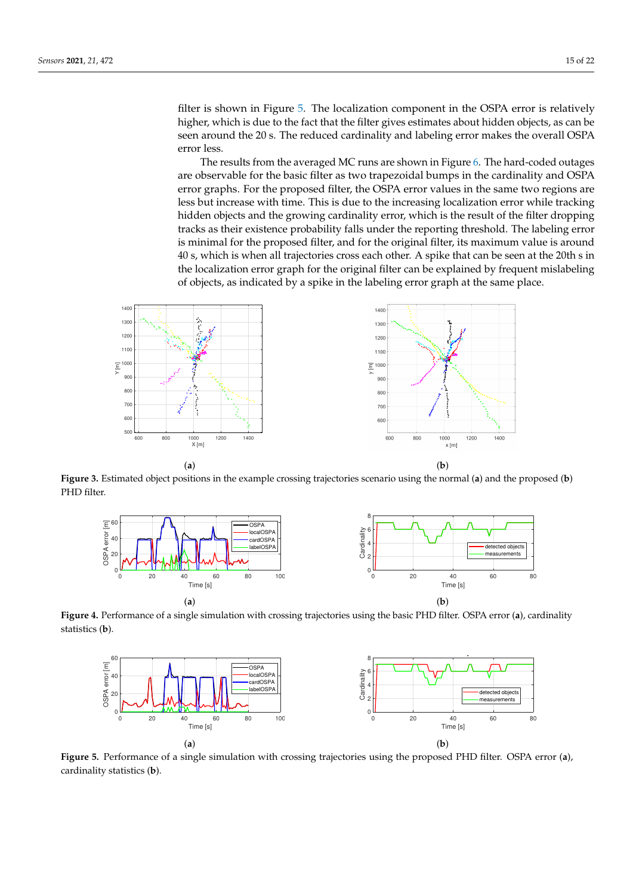filter is shown in Figure 5. The localization component in the OSPA error is relatively higher, which is due to the fact that the filter gives estimates about hidden objects, as can be seen around the 20 s. The reduced cardinality and labeling error makes the overall OSPA error less.

The results from the averaged MC runs are shown in Figure 6. The hard-coded outages are observable for the basic filter as two trapezoidal bumps in the cardinality and OSPA error graphs. For the proposed filter, the OSPA error values in the same two regions are less but increase with time. This is due to the increasing localization error while tracking hidden objects and the growing cardinality error, which is the result of the filter dropping tracks as their existence probability falls under the reporting threshold. The labeling error is minimal for the proposed filter, and for the original filter, its maximum value is around 40 s, which is when all trajectories cross each other. A spike that can be seen at the 20th s in the localization error graph for the original filter can be explained by frequent mislabeling of objects, as indicated by a spike in the labeling error graph at the same place.

(**a**) (**b**)

**Figure 3.** Estimated object positions in the example crossing trajectories scenario using the normal (**a**) and the proposed (**b**) PHD filter.

(**a**) (**b**)

**Figure 4.** Performance of a single simulation with crossing trajectories using the basic PHD filter. OSPA error (**a**), cardinality statistics (**b**).

(**a**) (**b**)

**Figure 5.** Performance of a single simulation with crossing trajectories using the proposed PHD filter. OSPA error (**a**), cardinality statistics (**b**).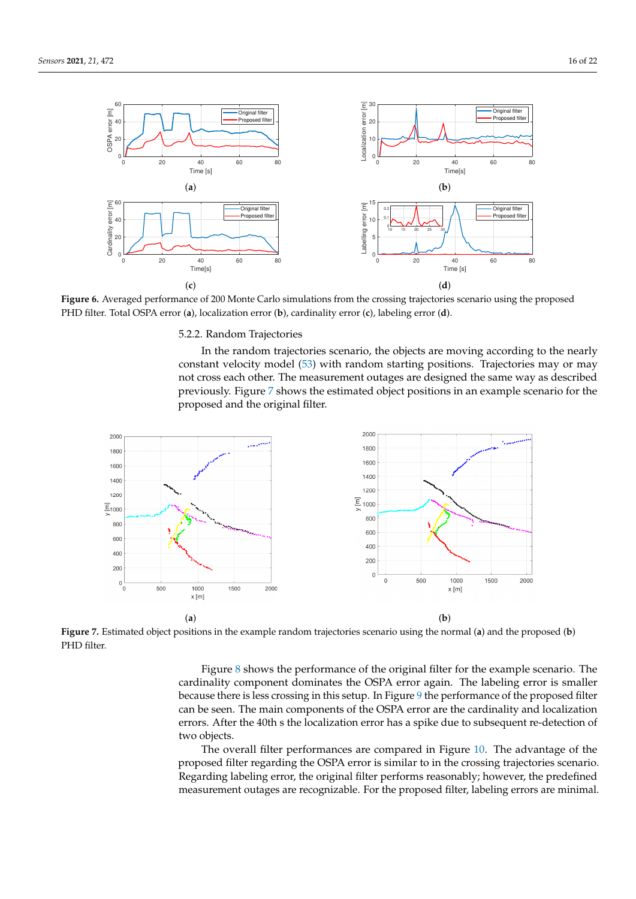**Figure 6.** Averaged performance of 200 Monte Carlo simulations from the crossing trajectories scenario using the proposed PHD filter. Total OSPA error (**a**), localization error (**b**), cardinality error (**c**), labeling error (**d**).

#### 5.2.2. Random Trajectories

In the random trajectories scenario, the objects are moving according to the nearly constant velocity model (53) with random starting positions. Trajectories may or may not cross each other. The measurement outages are designed the same way as described previously. Figure 7 shows the estimated object positions in an example scenario for the proposed and the original filter.

**Figure 7.** Estimated object positions in the example random trajectories scenario using the normal (**a**) and the proposed (**b**) PHD filter.

Figure 8 shows the performance of the original filter for the example scenario. The cardinality component dominates the OSPA error again. The labeling error is smaller because there is less crossing in this setup. In Figure 9 the performance of the proposed filter can be seen. The main components of the OSPA error are the cardinality and localization errors. After the 40th s the localization error has a spike due to subsequent re-detection of two objects.

The overall filter performances are compared in Figure 10. The advantage of the proposed filter regarding the OSPA error is similar to in the crossing trajectories scenario. Regarding labeling error, the original filter performs reasonably; however, the predefined measurement outages are recognizable. For the proposed filter, labeling errors are minimal.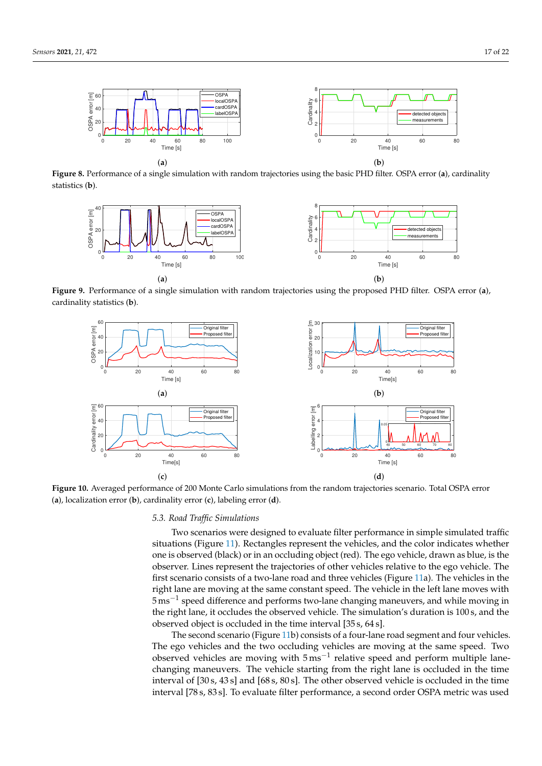**Figure 8.** Performance of a single simulation with random trajectories using the basic PHD filter. OSPA error (**a**), cardinality statistics (**b**).

**Figure 9.** Performance of a single simulation with random trajectories using the proposed PHD filter. OSPA error (**a**), cardinality statistics (**b**).

**Figure 10.** Averaged performance of 200 Monte Carlo simulations from the random trajectories scenario. Total OSPA error (**a**), localization error (**b**), cardinality error (**c**), labeling error (**d**).

### 5.3. Road Traffic Simulations

Two scenarios were designed to evaluate filter performance in simple simulated traffic situations (Figure 11). Rectangles represent the vehicles, and the color indicates whether one is observed (black) or in an occluding object (red). The ego vehicle, drawn as blue, is the observer. Lines represent the trajectories of other vehicles relative to the ego vehicle. The first scenario consists of a two-lane road and three vehicles (Figure 11a). The vehicles in the right lane are moving at the same constant speed. The vehicle in the left lane moves with $5\,\mathrm{ms}^{-1}$ speed difference and performs two-lane changing maneuvers, and while moving in the right lane, it occludes the observed vehicle. The simulation's duration is 100 s, and the observed object is occluded in the time interval [35 s, 64 s].

The second scenario (Figure 11b) consists of a four-lane road segment and four vehicles. The ego vehicles and the two occluding vehicles are moving at the same speed. Two observed vehicles are moving with $5\,\mathrm{ms}^{-1}$ relative speed and perform multiple lane-changing maneuvers. The vehicle starting from the right lane is occluded in the time interval of [30 s, 43 s] and [68 s, 80 s]. The other observed vehicle is occluded in the time interval [78 s, 83 s]. To evaluate filter performance, a second order OSPA metric was used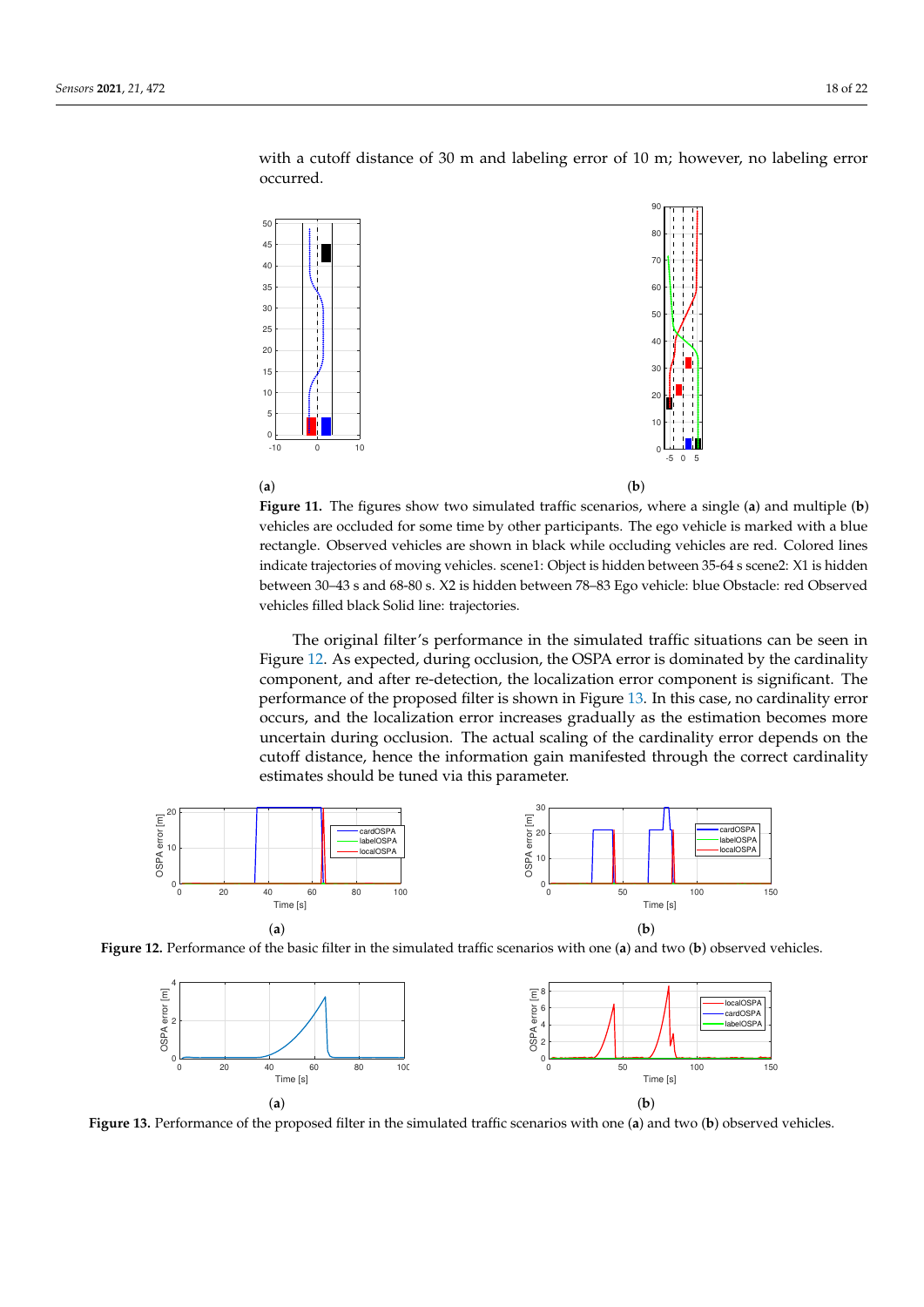with a cutoff distance of 30 m and labeling error of 10 m; however, no labeling error occurred.

(a) (b)

**Figure 11.** The figures show two simulated traffic scenarios, where a single (**a**) and multiple (**b**) vehicles are occluded for some time by other participants. The ego vehicle is marked with a blue rectangle. Observed vehicles are shown in black while occluding vehicles are red. Colored lines indicate trajectories of moving vehicles. scene1: Object is hidden between 35-64 s scene2: X1 is hidden between 30–43 s and 68-80 s. X2 is hidden between 78–83 Ego vehicle: blue Obstacle: red Observed vehicles filled black Solid line: trajectories.

The original filter's performance in the simulated traffic situations can be seen in Figure 12. As expected, during occlusion, the OSPA error is dominated by the cardinality component, and after re-detection, the localization error component is significant. The performance of the proposed filter is shown in Figure 13. In this case, no cardinality error occurs, and the localization error increases gradually as the estimation becomes more uncertain during occlusion. The actual scaling of the cardinality error depends on the cutoff distance, hence the information gain manifested through the correct cardinality estimates should be tuned via this parameter.

(a) (b)

**Figure 12.** Performance of the basic filter in the simulated traffic scenarios with one (**a**) and two (**b**) observed vehicles.

(a) (b)

**Figure 13.** Performance of the proposed filter in the simulated traffic scenarios with one (**a**) and two (**b**) observed vehicles.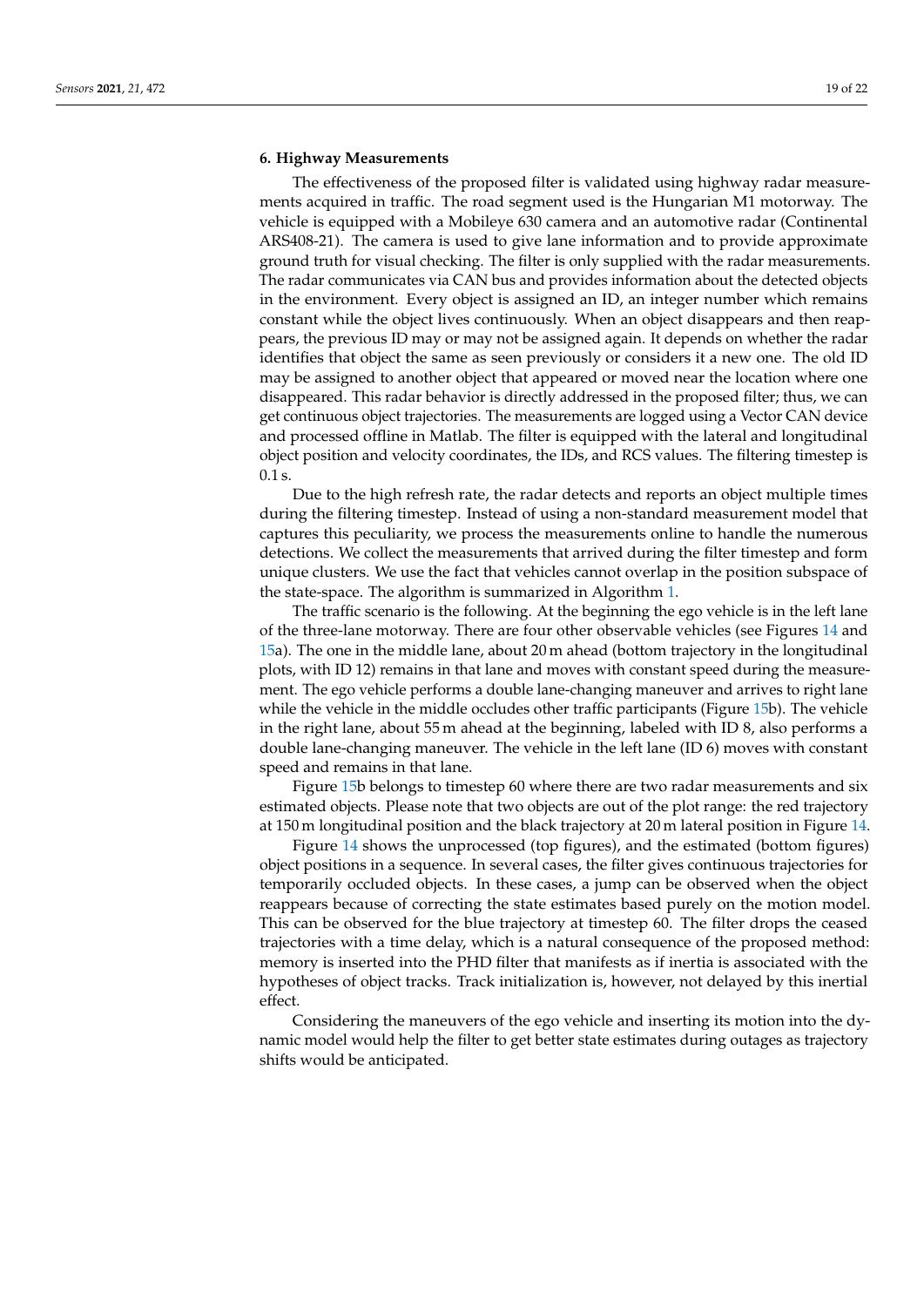## 6. Highway Measurements

The effectiveness of the proposed filter is validated using highway radar measurements acquired in traffic. The road segment used is the Hungarian M1 motorway. The vehicle is equipped with a Mobileye 630 camera and an automotive radar (Continental ARS408-21). The camera is used to give lane information and to provide approximate ground truth for visual checking. The filter is only supplied with the radar measurements. The radar communicates via CAN bus and provides information about the detected objects in the environment. Every object is assigned an ID, an integer number which remains constant while the object lives continuously. When an object disappears and then reappears, the previous ID may or may not be assigned again. It depends on whether the radar identifies that object the same as seen previously or considers it a new one. The old ID may be assigned to another object that appeared or moved near the location where one disappeared. This radar behavior is directly addressed in the proposed filter; thus, we can get continuous object trajectories. The measurements are logged using a Vector CAN device and processed offline in Matlab. The filter is equipped with the lateral and longitudinal object position and velocity coordinates, the IDs, and RCS values. The filtering timestep is 0.1 s.

Due to the high refresh rate, the radar detects and reports an object multiple times during the filtering timestep. Instead of using a non-standard measurement model that captures this peculiarity, we process the measurements online to handle the numerous detections. We collect the measurements that arrived during the filter timestep and form unique clusters. We use the fact that vehicles cannot overlap in the position subspace of the state-space. The algorithm is summarized in Algorithm 1.

The traffic scenario is the following. At the beginning the ego vehicle is in the left lane of the three-lane motorway. There are four other observable vehicles (see Figures 14 and 15a). The one in the middle lane, about 20 m ahead (bottom trajectory in the longitudinal plots, with ID 12) remains in that lane and moves with constant speed during the measurement. The ego vehicle performs a double lane-changing maneuver and arrives to right lane while the vehicle in the middle occludes other traffic participants (Figure 15b). The vehicle in the right lane, about 55 m ahead at the beginning, labeled with ID 8, also performs a double lane-changing maneuver. The vehicle in the left lane (ID 6) moves with constant speed and remains in that lane.

Figure 15b belongs to timestep 60 where there are two radar measurements and six estimated objects. Please note that two objects are out of the plot range: the red trajectory at 150 m longitudinal position and the black trajectory at 20 m lateral position in Figure 14.

Figure 14 shows the unprocessed (top figures), and the estimated (bottom figures) object positions in a sequence. In several cases, the filter gives continuous trajectories for temporarily occluded objects. In these cases, a jump can be observed when the object reappears because of correcting the state estimates based purely on the motion model. This can be observed for the blue trajectory at timestep 60. The filter drops the ceased trajectories with a time delay, which is a natural consequence of the proposed method: memory is inserted into the PHD filter that manifests as if inertia is associated with the hypotheses of object tracks. Track initialization is, however, not delayed by this inertial effect.

Considering the maneuvers of the ego vehicle and inserting its motion into the dynamic model would help the filter to get better state estimates during outages as trajectory shifts would be anticipated.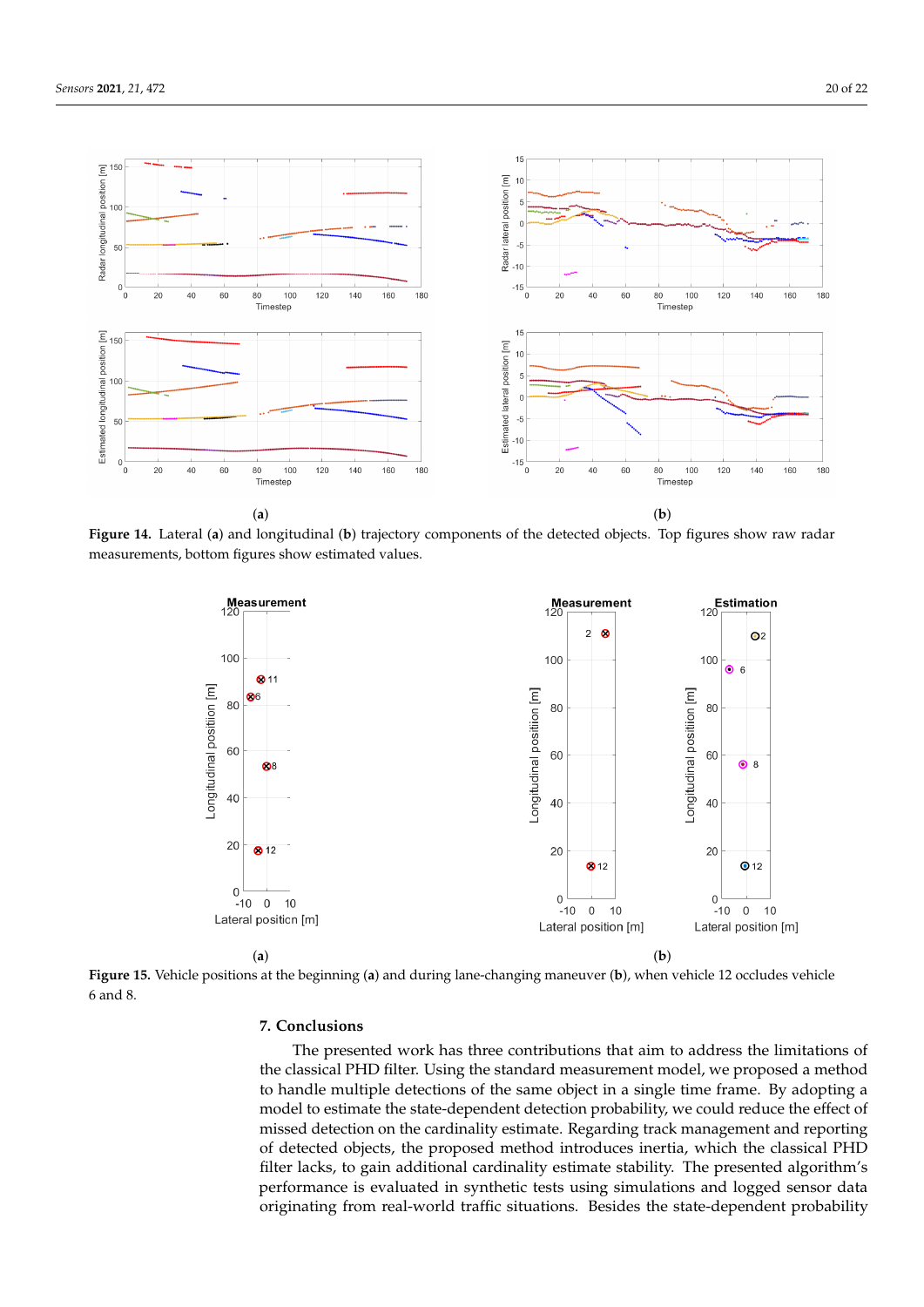**Figure 14.** Lateral (**a**) and longitudinal (**b**) trajectory components of the detected objects. Top figures show raw radar measurements, bottom figures show estimated values.

**Figure 15.** Vehicle positions at the beginning (**a**) and during lane-changing maneuver (**b**), when vehicle 12 occludes vehicle 6 and 8.

## 7. Conclusions

The presented work has three contributions that aim to address the limitations of the classical PHD filter. Using the standard measurement model, we proposed a method to handle multiple detections of the same object in a single time frame. By adopting a model to estimate the state-dependent detection probability, we could reduce the effect of missed detection on the cardinality estimate. Regarding track management and reporting of detected objects, the proposed method introduces inertia, which the classical PHD filter lacks, to gain additional cardinality estimate stability. The presented algorithm's performance is evaluated in synthetic tests using simulations and logged sensor data originating from real-world traffic situations. Besides the state-dependent probability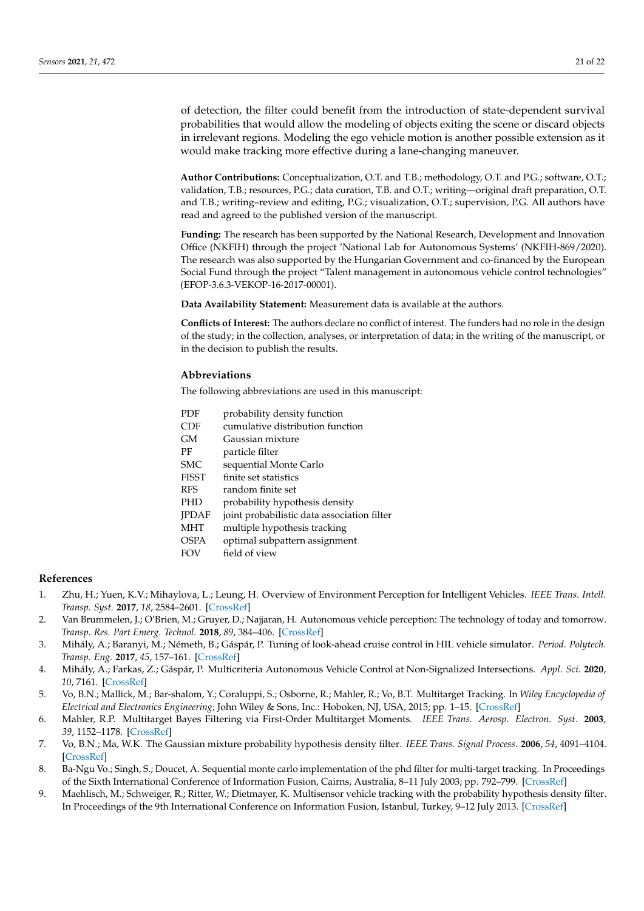of detection, the filter could benefit from the introduction of state-dependent survival probabilities that would allow the modeling of objects exiting the scene or discard objects in irrelevant regions. Modeling the ego vehicle motion is another possible extension as it would make tracking more effective during a lane-changing maneuver.

**Author Contributions:** Conceptualization, O.T. and T.B.; methodology, O.T. and P.G.; software, O.T.; validation, T.B.; resources, P.G.; data curation, T.B. and O.T.; writing—original draft preparation, O.T. and T.B.; writing–review and editing, P.G.; visualization, O.T.; supervision, P.G. All authors have read and agreed to the published version of the manuscript.

**Funding:** The research has been supported by the National Research, Development and Innovation Office (NKFIH) through the project 'National Lab for Autonomous Systems' (NKFIH-869/2020). The research was also supported by the Hungarian Government and co-financed by the European Social Fund through the project "Talent management in autonomous vehicle control technologies" (EFOP-3.6.3-VEKOP-16-2017-00001).

**Data Availability Statement:** Measurement data is available at the authors.

**Conflicts of Interest:** The authors declare no conflict of interest. The funders had no role in the design of the study; in the collection, analyses, or interpretation of data; in the writing of the manuscript, or in the decision to publish the results.

## Abbreviations

The following abbreviations are used in this manuscript:

| | |
|---|---|
| PDF | probability density function |
| CDF | cumulative distribution function |
| GM | Gaussian mixture |
| PF | particle filter |
| SMC | sequential Monte Carlo |
| FISST | finite set statistics |
| RFS | random finite set |
| PHD | probability hypothesis density |
| JPDAF | joint probabilistic data association filter |
| MHT | multiple hypothesis tracking |
| OSPA | optimal subpattern assignment |
| FOV | field of view |

## References

1. Zhu, H.; Yuen, K.V.; Mihaylova, L.; Leung, H. Overview of Environment Perception for Intelligent Vehicles. *IEEE Trans. Intell. Transp. Syst.* **2017**, *18*, 2584–2601. [CrossRef]
2. Van Brummelen, J.; O'Brien, M.; Gruyer, D.; Najjaran, H. Autonomous vehicle perception: The technology of today and tomorrow. *Transp. Res. Part Emerg. Technol.* **2018**, *89*, 384–406. [CrossRef]
3. Mihály, A.; Baranyi, M.; Németh, B.; Gáspár, P. Tuning of look-ahead cruise control in HIL vehicle simulator. *Period. Polytech. Transp. Eng.* **2017**, *45*, 157–161. [CrossRef]
4. Mihály, A.; Farkas, Z.; Gáspár, P. Multicriteria Autonomous Vehicle Control at Non-Signalized Intersections. *Appl. Sci.* **2020**, *10*, 7161. [CrossRef]
5. Vo, B.N.; Mallick, M.; Bar-shalom, Y.; Coraluppi, S.; Osborne, R.; Mahler, R.; Vo, B.T. Multitarget Tracking. In *Wiley Encyclopedia of Electrical and Electronics Engineering*; John Wiley & Sons, Inc.: Hoboken, NJ, USA, 2015; pp. 1–15. [CrossRef]
6. Mahler, R.P. Multitarget Bayes Filtering via First-Order Multitarget Moments. *IEEE Trans. Aerosp. Electron. Syst.* **2003**, *39*, 1152–1178. [CrossRef]
7. Vo, B.N.; Ma, W.K. The Gaussian mixture probability hypothesis density filter. *IEEE Trans. Signal Process.* **2006**, *54*, 4091–4104. [CrossRef]
8. Ba-Ngu Vo.; Singh, S.; Doucet, A. Sequential monte carlo implementation of the phd filter for multi-target tracking. In Proceedings of the Sixth International Conference of Information Fusion, Cairns, Australia, 8–11 July 2003; pp. 792–799. [CrossRef]
9. Maehlisch, M.; Schweiger, R.; Ritter, W.; Dietmayer, K. Multisensor vehicle tracking with the probability hypothesis density filter. In Proceedings of the 9th International Conference on Information Fusion, Istanbul, Turkey, 9–12 July 2013. [CrossRef]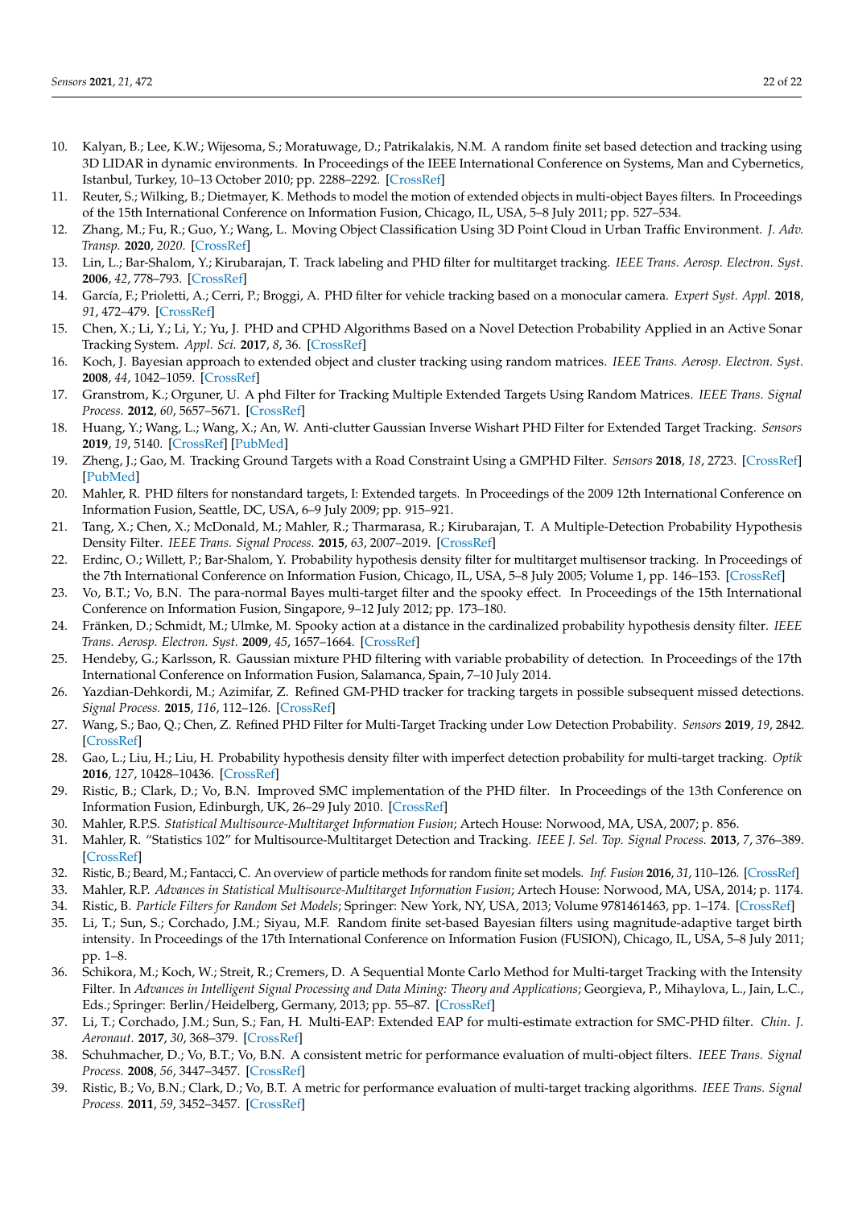10. Kalyan, B.; Lee, K.W.; Wijesoma, S.; Moratuwage, D.; Patrikalakis, N.M. A random finite set based detection and tracking using 3D LIDAR in dynamic environments. In Proceedings of the IEEE International Conference on Systems, Man and Cybernetics, Istanbul, Turkey, 10–13 October 2010; pp. 2288–2292. [CrossRef]
11. Reuter, S.; Wilking, B.; Dietmayer, K. Methods to model the motion of extended objects in multi-object Bayes filters. In Proceedings of the 15th International Conference on Information Fusion, Chicago, IL, USA, 5–8 July 2011; pp. 527–534.
12. Zhang, M.; Fu, R.; Guo, Y.; Wang, L. Moving Object Classification Using 3D Point Cloud in Urban Traffic Environment. *J. Adv. Transp.* **2020**, *2020*. [CrossRef]
13. Lin, L.; Bar-Shalom, Y.; Kirubarajan, T. Track labeling and PHD filter for multitarget tracking. *IEEE Trans. Aerosp. Electron. Syst.* **2006**, *42*, 778–793. [CrossRef]
14. García, F.; Prioletti, A.; Cerri, P.; Broggi, A. PHD filter for vehicle tracking based on a monocular camera. *Expert Syst. Appl.* **2018**, *91*, 472–479. [CrossRef]
15. Chen, X.; Li, Y.; Li, Y.; Yu, J. PHD and CPHD Algorithms Based on a Novel Detection Probability Applied in an Active Sonar Tracking System. *Appl. Sci.* **2017**, *8*, 36. [CrossRef]
16. Koch, J. Bayesian approach to extended object and cluster tracking using random matrices. *IEEE Trans. Aerosp. Electron. Syst.* **2008**, *44*, 1042–1059. [CrossRef]
17. Granstrom, K.; Orguner, U. A phd Filter for Tracking Multiple Extended Targets Using Random Matrices. *IEEE Trans. Signal Process.* **2012**, *60*, 5657–5671. [CrossRef]
18. Huang, Y.; Wang, L.; Wang, X.; An, W. Anti-clutter Gaussian Inverse Wishart PHD Filter for Extended Target Tracking. *Sensors* **2019**, *19*, 5140. [CrossRef] [PubMed]
19. Zheng, J.; Gao, M. Tracking Ground Targets with a Road Constraint Using a GMPHD Filter. *Sensors* **2018**, *18*, 2723. [CrossRef] [PubMed]
20. Mahler, R. PHD filters for nonstandard targets, I: Extended targets. In Proceedings of the 2009 12th International Conference on Information Fusion, Seattle, DC, USA, 6–9 July 2009; pp. 915–921.
21. Tang, X.; Chen, X.; McDonald, M.; Mahler, R.; Tharmarasa, R.; Kirubarajan, T. A Multiple-Detection Probability Hypothesis Density Filter. *IEEE Trans. Signal Process.* **2015**, *63*, 2007–2019. [CrossRef]
22. Erdinc, O.; Willett, P.; Bar-Shalom, Y. Probability hypothesis density filter for multitarget multisensor tracking. In Proceedings of the 7th International Conference on Information Fusion, Chicago, IL, USA, 5–8 July 2005; Volume 1, pp. 146–153. [CrossRef]
23. Vo, B.T.; Vo, B.N. The para-normal Bayes multi-target filter and the spooky effect. In Proceedings of the 15th International Conference on Information Fusion, Singapore, 9–12 July 2012; pp. 173–180.
24. Fränken, D.; Schmidt, M.; Ulmke, M. Spooky action at a distance in the cardinalized probability hypothesis density filter. *IEEE Trans. Aerosp. Electron. Syst.* **2009**, *45*, 1657–1664. [CrossRef]
25. Hendeby, G.; Karlsson, R. Gaussian mixture PHD filtering with variable probability of detection. In Proceedings of the 17th International Conference on Information Fusion, Salamanca, Spain, 7–10 July 2014.
26. Yazdian-Dehkordi, M.; Azimifar, Z. Refined GM-PHD tracker for tracking targets in possible subsequent missed detections. *Signal Process.* **2015**, *116*, 112–126. [CrossRef]
27. Wang, S.; Bao, Q.; Chen, Z. Refined PHD Filter for Multi-Target Tracking under Low Detection Probability. *Sensors* **2019**, *19*, 2842. [CrossRef]
28. Gao, L.; Liu, H.; Liu, H. Probability hypothesis density filter with imperfect detection probability for multi-target tracking. *Optik* **2016**, *127*, 10428–10436. [CrossRef]
29. Ristic, B.; Clark, D.; Vo, B.N. Improved SMC implementation of the PHD filter. In Proceedings of the 13th Conference on Information Fusion, Edinburgh, UK, 26–29 July 2010. [CrossRef]
30. Mahler, R.P.S. *Statistical Multisource-Multitarget Information Fusion*; Artech House: Norwood, MA, USA, 2007; p. 856.
31. Mahler, R. "Statistics 102" for Multisource-Multitarget Detection and Tracking. *IEEE J. Sel. Top. Signal Process.* **2013**, *7*, 376–389. [CrossRef]
32. Ristic, B.; Beard, M.; Fantacci, C. An overview of particle methods for random finite set models. *Inf. Fusion* **2016**, *31*, 110–126. [CrossRef]
33. Mahler, R.P. *Advances in Statistical Multisource-Multitarget Information Fusion*; Artech House: Norwood, MA, USA, 2014; p. 1174.
34. Ristic, B. *Particle Filters for Random Set Models*; Springer: New York, NY, USA, 2013; Volume 9781461463, pp. 1–174. [CrossRef]
35. Li, T.; Sun, S.; Corchado, J.M.; Siyau, M.F. Random finite set-based Bayesian filters using magnitude-adaptive target birth intensity. In Proceedings of the 17th International Conference on Information Fusion (FUSION), Chicago, IL, USA, 5–8 July 2011; pp. 1–8.
36. Schikora, M.; Koch, W.; Streit, R.; Cremers, D. A Sequential Monte Carlo Method for Multi-target Tracking with the Intensity Filter. In *Advances in Intelligent Signal Processing and Data Mining: Theory and Applications*; Georgieva, P., Mihaylova, L., Jain, L.C., Eds.; Springer: Berlin/Heidelberg, Germany, 2013; pp. 55–87. [CrossRef]
37. Li, T.; Corchado, J.M.; Sun, S.; Fan, H. Multi-EAP: Extended EAP for multi-estimate extraction for SMC-PHD filter. *Chin. J. Aeronaut.* **2017**, *30*, 368–379. [CrossRef]
38. Schuhmacher, D.; Vo, B.T.; Vo, B.N. A consistent metric for performance evaluation of multi-object filters. *IEEE Trans. Signal Process.* **2008**, *56*, 3447–3457. [CrossRef]
39. Ristic, B.; Vo, B.N.; Clark, D.; Vo, B.T. A metric for performance evaluation of multi-target tracking algorithms. *IEEE Trans. Signal Process.* **2011**, *59*, 3452–3457. [CrossRef]